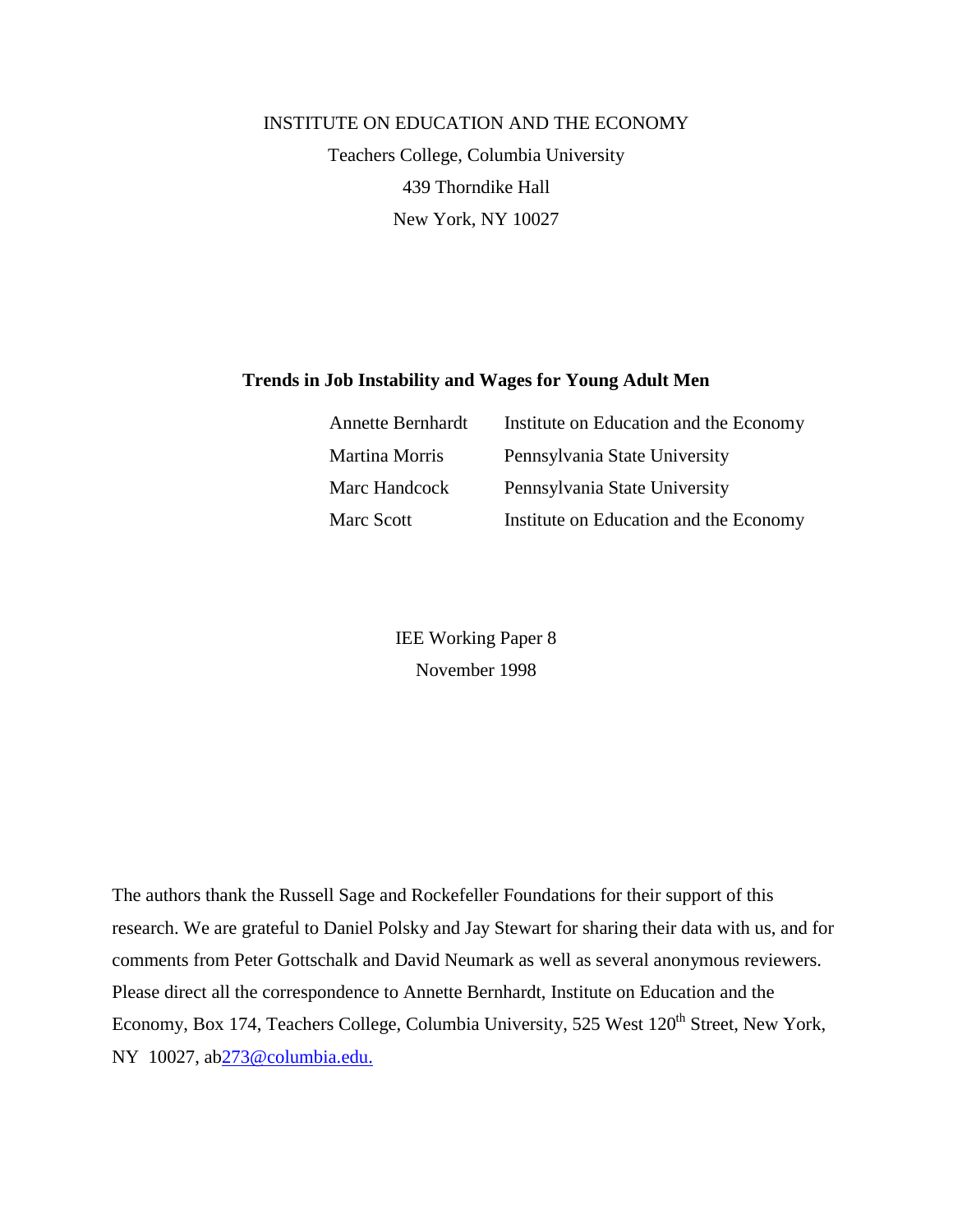INSTITUTE ON EDUCATION AND THE ECONOMY

Teachers College, Columbia University

439 Thorndike Hall

New York, NY 10027

# Trends in Job Instability and Wages for Young Adult Men

| | |
|---|---|
| Annette Bernhardt | Institute on Education and the Economy |
| Martina Morris | Pennsylvania State University |
| Marc Handcock | Pennsylvania State University |
| Marc Scott | Institute on Education and the Economy |

IEE Working Paper 8

November 1998

The authors thank the Russell Sage and Rockefeller Foundations for their support of this research. We are grateful to Daniel Polsky and Jay Stewart for sharing their data with us, and for comments from Peter Gottschalk and David Neumark as well as several anonymous reviewers. Please direct all the correspondence to Annette Bernhardt, Institute on Education and the Economy, Box 174, Teachers College, Columbia University, 525 West 120th Street, New York, NY 10027, ab273@columbia.edu.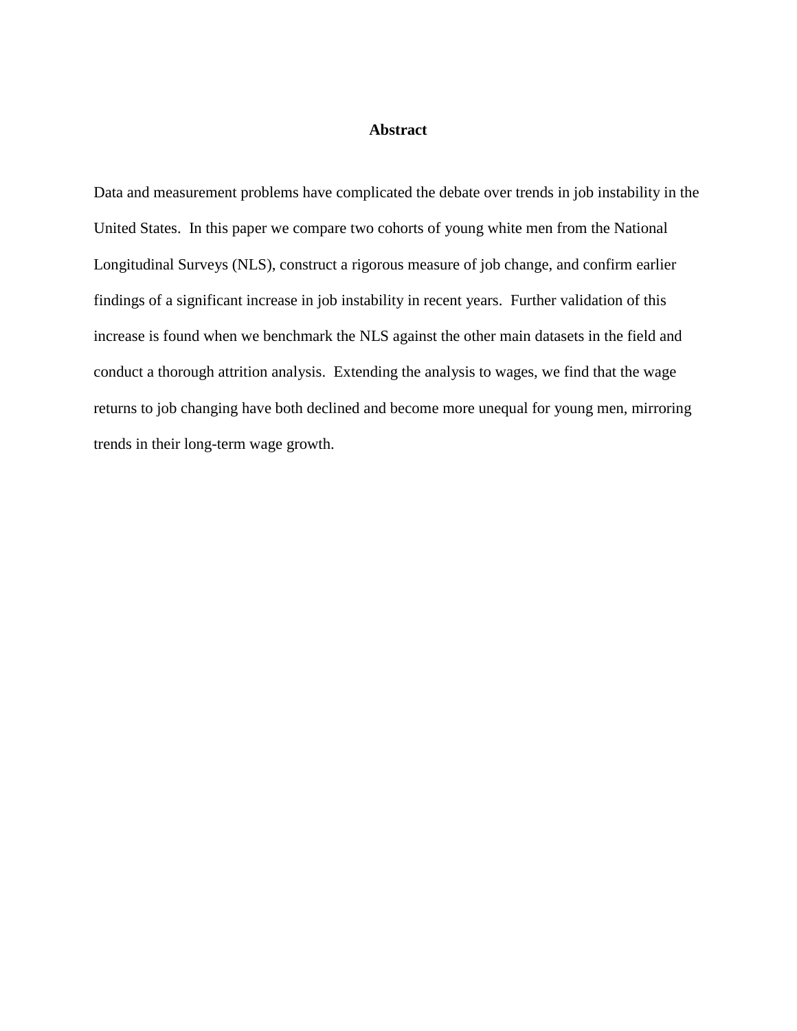## Abstract

Data and measurement problems have complicated the debate over trends in job instability in the United States. In this paper we compare two cohorts of young white men from the National Longitudinal Surveys (NLS), construct a rigorous measure of job change, and confirm earlier findings of a significant increase in job instability in recent years. Further validation of this increase is found when we benchmark the NLS against the other main datasets in the field and conduct a thorough attrition analysis. Extending the analysis to wages, we find that the wage returns to job changing have both declined and become more unequal for young men, mirroring trends in their long-term wage growth.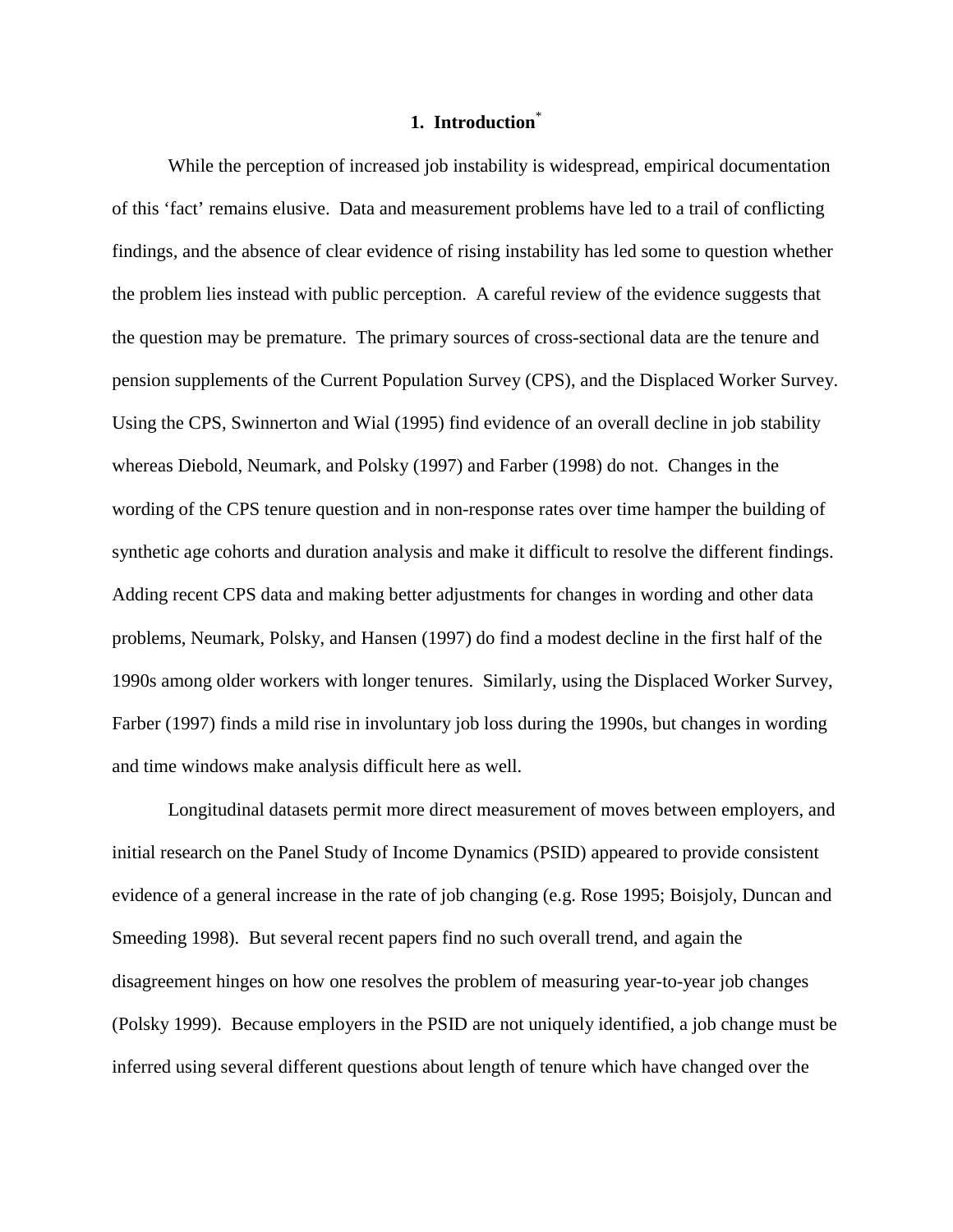# 1. Introduction[*]

While the perception of increased job instability is widespread, empirical documentation of this 'fact' remains elusive. Data and measurement problems have led to a trail of conflicting findings, and the absence of clear evidence of rising instability has led some to question whether the problem lies instead with public perception. A careful review of the evidence suggests that the question may be premature. The primary sources of cross-sectional data are the tenure and pension supplements of the Current Population Survey (CPS), and the Displaced Worker Survey. Using the CPS, Swinnerton and Wial (1995) find evidence of an overall decline in job stability whereas Diebold, Neumark, and Polsky (1997) and Farber (1998) do not. Changes in the wording of the CPS tenure question and in non-response rates over time hamper the building of synthetic age cohorts and duration analysis and make it difficult to resolve the different findings. Adding recent CPS data and making better adjustments for changes in wording and other data problems, Neumark, Polsky, and Hansen (1997) do find a modest decline in the first half of the 1990s among older workers with longer tenures. Similarly, using the Displaced Worker Survey, Farber (1997) finds a mild rise in involuntary job loss during the 1990s, but changes in wording and time windows make analysis difficult here as well.

Longitudinal datasets permit more direct measurement of moves between employers, and initial research on the Panel Study of Income Dynamics (PSID) appeared to provide consistent evidence of a general increase in the rate of job changing (e.g. Rose 1995; Boisjoly, Duncan and Smeeding 1998). But several recent papers find no such overall trend, and again the disagreement hinges on how one resolves the problem of measuring year-to-year job changes (Polsky 1999). Because employers in the PSID are not uniquely identified, a job change must be inferred using several different questions about length of tenure which have changed over the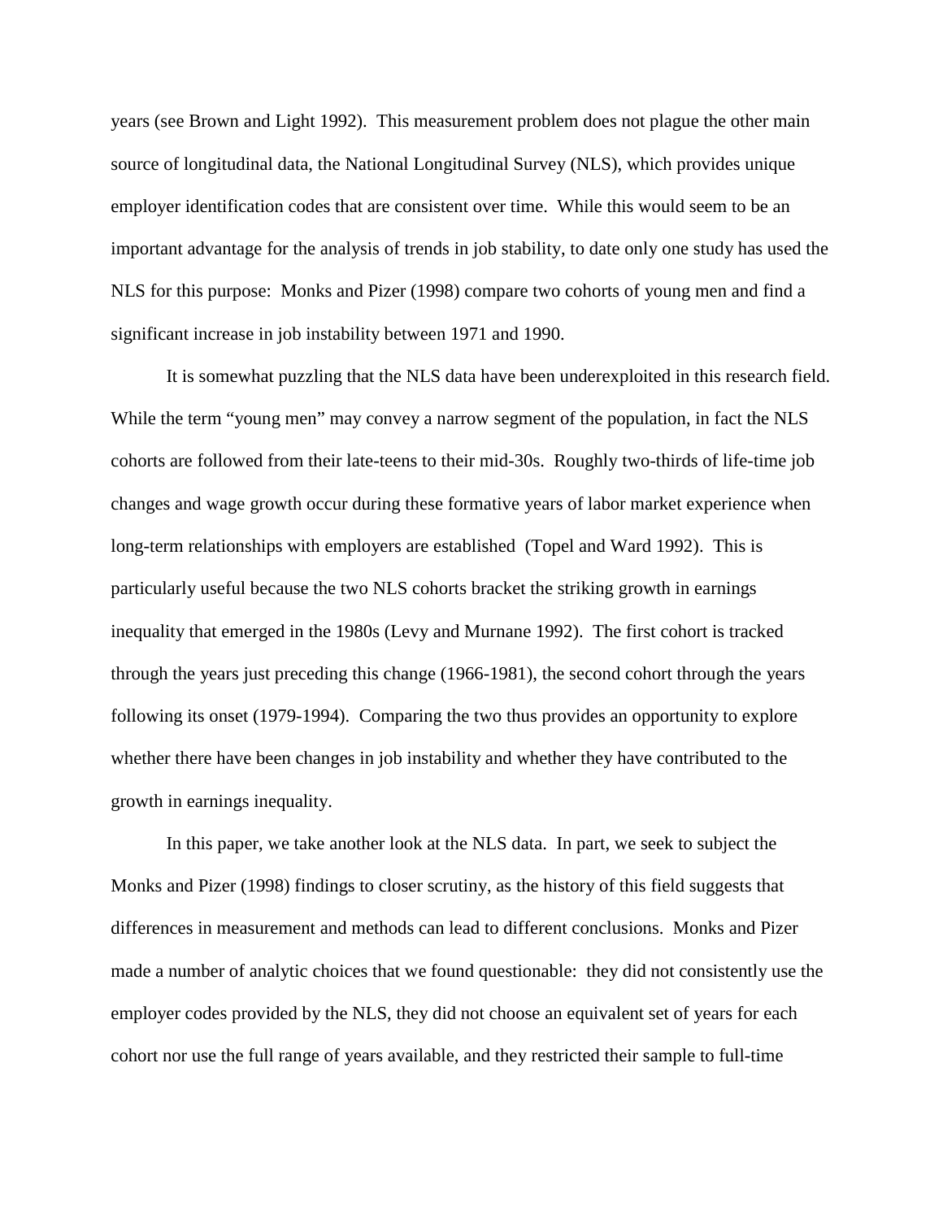years (see Brown and Light 1992). This measurement problem does not plague the other main source of longitudinal data, the National Longitudinal Survey (NLS), which provides unique employer identification codes that are consistent over time. While this would seem to be an important advantage for the analysis of trends in job stability, to date only one study has used the NLS for this purpose: Monks and Pizer (1998) compare two cohorts of young men and find a significant increase in job instability between 1971 and 1990.

It is somewhat puzzling that the NLS data have been underexploited in this research field. While the term "young men" may convey a narrow segment of the population, in fact the NLS cohorts are followed from their late-teens to their mid-30s. Roughly two-thirds of life-time job changes and wage growth occur during these formative years of labor market experience when long-term relationships with employers are established (Topel and Ward 1992). This is particularly useful because the two NLS cohorts bracket the striking growth in earnings inequality that emerged in the 1980s (Levy and Murnane 1992). The first cohort is tracked through the years just preceding this change (1966-1981), the second cohort through the years following its onset (1979-1994). Comparing the two thus provides an opportunity to explore whether there have been changes in job instability and whether they have contributed to the growth in earnings inequality.

In this paper, we take another look at the NLS data. In part, we seek to subject the Monks and Pizer (1998) findings to closer scrutiny, as the history of this field suggests that differences in measurement and methods can lead to different conclusions. Monks and Pizer made a number of analytic choices that we found questionable: they did not consistently use the employer codes provided by the NLS, they did not choose an equivalent set of years for each cohort nor use the full range of years available, and they restricted their sample to full-time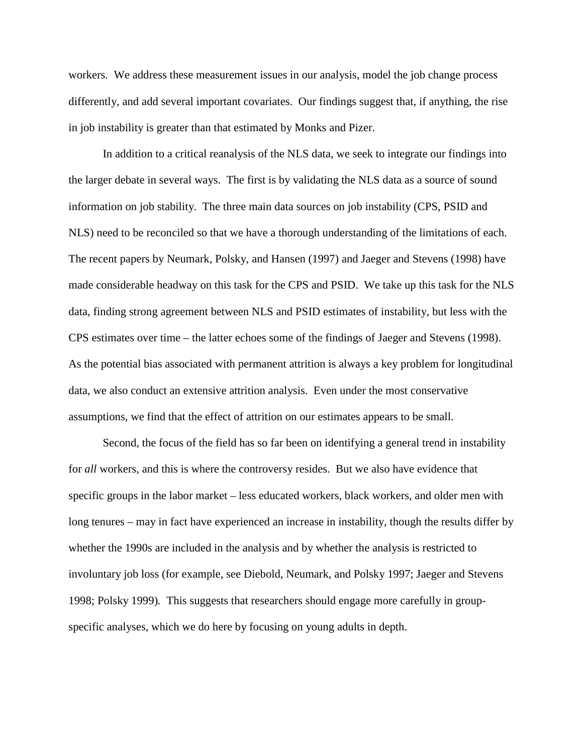workers. We address these measurement issues in our analysis, model the job change process differently, and add several important covariates. Our findings suggest that, if anything, the rise in job instability is greater than that estimated by Monks and Pizer.

In addition to a critical reanalysis of the NLS data, we seek to integrate our findings into the larger debate in several ways. The first is by validating the NLS data as a source of sound information on job stability. The three main data sources on job instability (CPS, PSID and NLS) need to be reconciled so that we have a thorough understanding of the limitations of each. The recent papers by Neumark, Polsky, and Hansen (1997) and Jaeger and Stevens (1998) have made considerable headway on this task for the CPS and PSID. We take up this task for the NLS data, finding strong agreement between NLS and PSID estimates of instability, but less with the CPS estimates over time – the latter echoes some of the findings of Jaeger and Stevens (1998). As the potential bias associated with permanent attrition is always a key problem for longitudinal data, we also conduct an extensive attrition analysis. Even under the most conservative assumptions, we find that the effect of attrition on our estimates appears to be small.

Second, the focus of the field has so far been on identifying a general trend in instability for *all* workers, and this is where the controversy resides. But we also have evidence that specific groups in the labor market – less educated workers, black workers, and older men with long tenures – may in fact have experienced an increase in instability, though the results differ by whether the 1990s are included in the analysis and by whether the analysis is restricted to involuntary job loss (for example, see Diebold, Neumark, and Polsky 1997; Jaeger and Stevens 1998; Polsky 1999). This suggests that researchers should engage more carefully in group-specific analyses, which we do here by focusing on young adults in depth.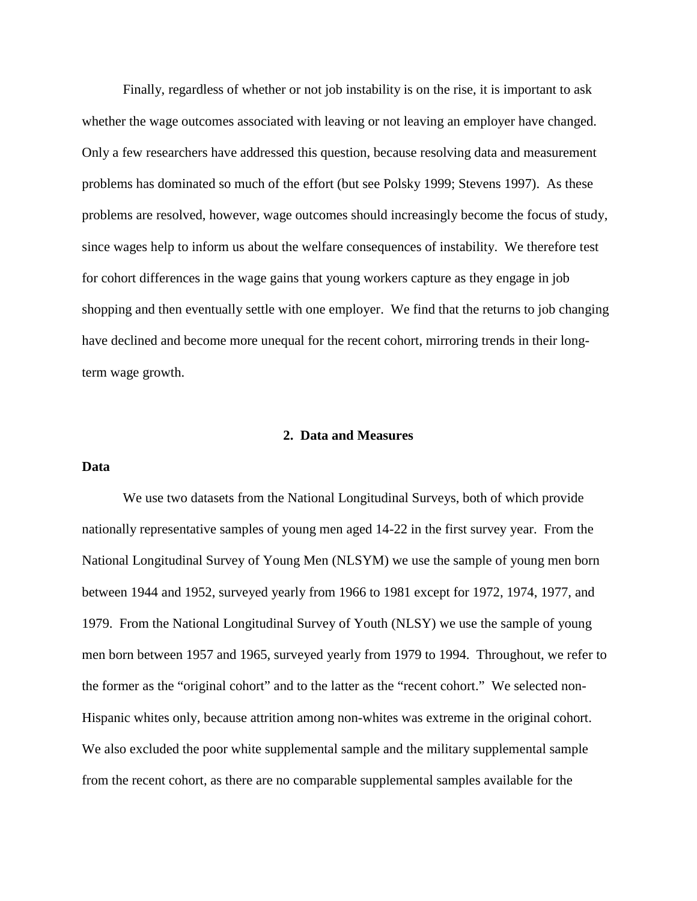Finally, regardless of whether or not job instability is on the rise, it is important to ask whether the wage outcomes associated with leaving or not leaving an employer have changed. Only a few researchers have addressed this question, because resolving data and measurement problems has dominated so much of the effort (but see Polsky 1999; Stevens 1997). As these problems are resolved, however, wage outcomes should increasingly become the focus of study, since wages help to inform us about the welfare consequences of instability. We therefore test for cohort differences in the wage gains that young workers capture as they engage in job shopping and then eventually settle with one employer. We find that the returns to job changing have declined and become more unequal for the recent cohort, mirroring trends in their long-term wage growth.

## 2. Data and Measures

### Data

We use two datasets from the National Longitudinal Surveys, both of which provide nationally representative samples of young men aged 14-22 in the first survey year. From the National Longitudinal Survey of Young Men (NLSYM) we use the sample of young men born between 1944 and 1952, surveyed yearly from 1966 to 1981 except for 1972, 1974, 1977, and 1979. From the National Longitudinal Survey of Youth (NLSY) we use the sample of young men born between 1957 and 1965, surveyed yearly from 1979 to 1994. Throughout, we refer to the former as the "original cohort" and to the latter as the "recent cohort." We selected non-Hispanic whites only, because attrition among non-whites was extreme in the original cohort. We also excluded the poor white supplemental sample and the military supplemental sample from the recent cohort, as there are no comparable supplemental samples available for the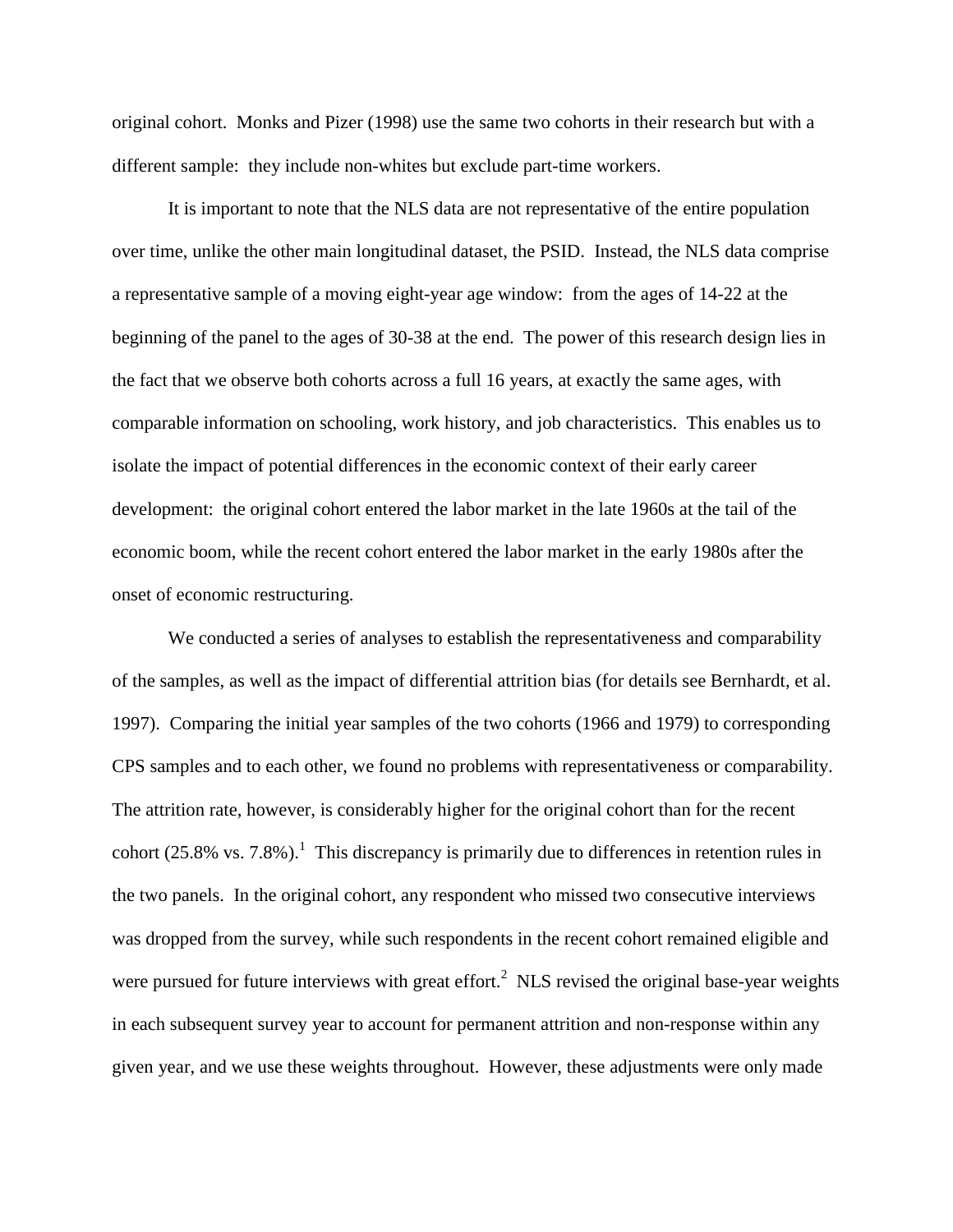original cohort. Monks and Pizer (1998) use the same two cohorts in their research but with a different sample: they include non-whites but exclude part-time workers.

It is important to note that the NLS data are not representative of the entire population over time, unlike the other main longitudinal dataset, the PSID. Instead, the NLS data comprise a representative sample of a moving eight-year age window: from the ages of 14-22 at the beginning of the panel to the ages of 30-38 at the end. The power of this research design lies in the fact that we observe both cohorts across a full 16 years, at exactly the same ages, with comparable information on schooling, work history, and job characteristics. This enables us to isolate the impact of potential differences in the economic context of their early career development: the original cohort entered the labor market in the late 1960s at the tail of the economic boom, while the recent cohort entered the labor market in the early 1980s after the onset of economic restructuring.

We conducted a series of analyses to establish the representativeness and comparability of the samples, as well as the impact of differential attrition bias (for details see Bernhardt, et al. 1997). Comparing the initial year samples of the two cohorts (1966 and 1979) to corresponding CPS samples and to each other, we found no problems with representativeness or comparability. The attrition rate, however, is considerably higher for the original cohort than for the recent cohort (25.8% vs. 7.8%).[1] This discrepancy is primarily due to differences in retention rules in the two panels. In the original cohort, any respondent who missed two consecutive interviews was dropped from the survey, while such respondents in the recent cohort remained eligible and were pursued for future interviews with great effort.[2] NLS revised the original base-year weights in each subsequent survey year to account for permanent attrition and non-response within any given year, and we use these weights throughout. However, these adjustments were only made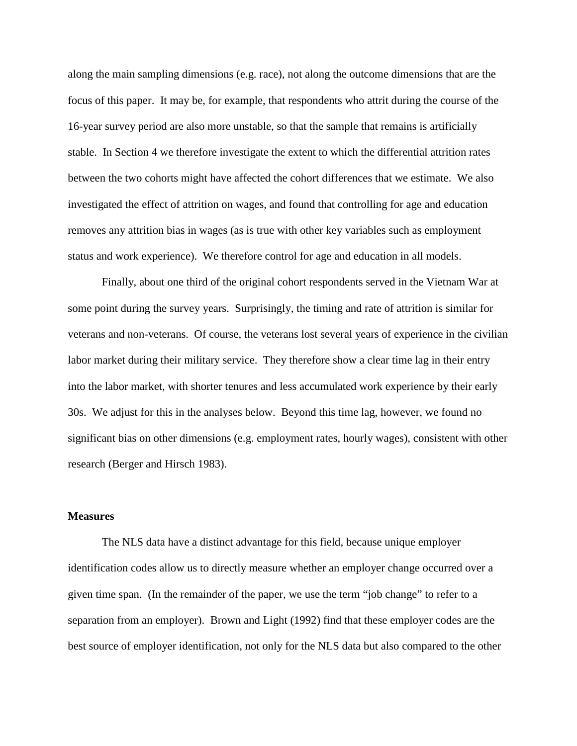along the main sampling dimensions (e.g. race), not along the outcome dimensions that are the focus of this paper. It may be, for example, that respondents who attrit during the course of the 16-year survey period are also more unstable, so that the sample that remains is artificially stable. In Section 4 we therefore investigate the extent to which the differential attrition rates between the two cohorts might have affected the cohort differences that we estimate. We also investigated the effect of attrition on wages, and found that controlling for age and education removes any attrition bias in wages (as is true with other key variables such as employment status and work experience). We therefore control for age and education in all models.

Finally, about one third of the original cohort respondents served in the Vietnam War at some point during the survey years. Surprisingly, the timing and rate of attrition is similar for veterans and non-veterans. Of course, the veterans lost several years of experience in the civilian labor market during their military service. They therefore show a clear time lag in their entry into the labor market, with shorter tenures and less accumulated work experience by their early 30s. We adjust for this in the analyses below. Beyond this time lag, however, we found no significant bias on other dimensions (e.g. employment rates, hourly wages), consistent with other research (Berger and Hirsch 1983).

### Measures

The NLS data have a distinct advantage for this field, because unique employer identification codes allow us to directly measure whether an employer change occurred over a given time span. (In the remainder of the paper, we use the term "job change" to refer to a separation from an employer). Brown and Light (1992) find that these employer codes are the best source of employer identification, not only for the NLS data but also compared to the other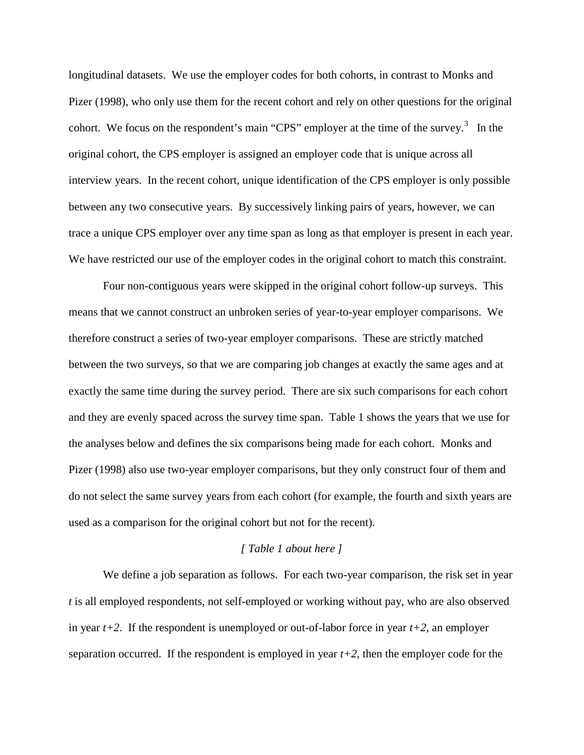longitudinal datasets. We use the employer codes for both cohorts, in contrast to Monks and Pizer (1998), who only use them for the recent cohort and rely on other questions for the original cohort. We focus on the respondent's main "CPS" employer at the time of the survey.[3] In the original cohort, the CPS employer is assigned an employer code that is unique across all interview years. In the recent cohort, unique identification of the CPS employer is only possible between any two consecutive years. By successively linking pairs of years, however, we can trace a unique CPS employer over any time span as long as that employer is present in each year. We have restricted our use of the employer codes in the original cohort to match this constraint.

Four non-contiguous years were skipped in the original cohort follow-up surveys. This means that we cannot construct an unbroken series of year-to-year employer comparisons. We therefore construct a series of two-year employer comparisons. These are strictly matched between the two surveys, so that we are comparing job changes at exactly the same ages and at exactly the same time during the survey period. There are six such comparisons for each cohort and they are evenly spaced across the survey time span. Table 1 shows the years that we use for the analyses below and defines the six comparisons being made for each cohort. Monks and Pizer (1998) also use two-year employer comparisons, but they only construct four of them and do not select the same survey years from each cohort (for example, the fourth and sixth years are used as a comparison for the original cohort but not for the recent).

*[ Table 1 about here ]*

We define a job separation as follows. For each two-year comparison, the risk set in year $t$ is all employed respondents, not self-employed or working without pay, who are also observed in year $t+2$. If the respondent is unemployed or out-of-labor force in year $t+2$, an employer separation occurred. If the respondent is employed in year $t+2$, then the employer code for the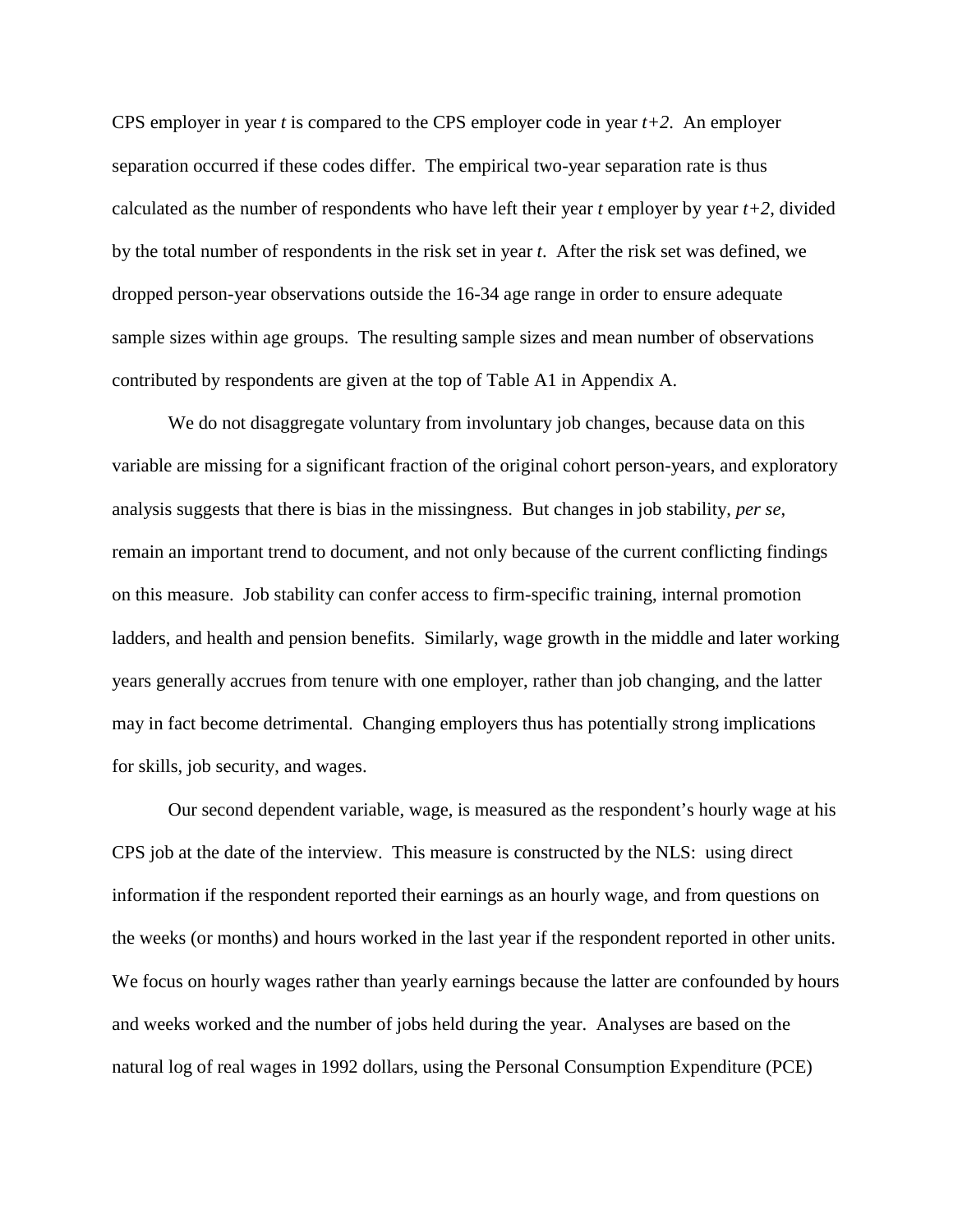CPS employer in year *t* is compared to the CPS employer code in year *t+2*. An employer separation occurred if these codes differ. The empirical two-year separation rate is thus calculated as the number of respondents who have left their year *t* employer by year *t+2*, divided by the total number of respondents in the risk set in year *t*. After the risk set was defined, we dropped person-year observations outside the 16-34 age range in order to ensure adequate sample sizes within age groups. The resulting sample sizes and mean number of observations contributed by respondents are given at the top of Table A1 in Appendix A.

We do not disaggregate voluntary from involuntary job changes, because data on this variable are missing for a significant fraction of the original cohort person-years, and exploratory analysis suggests that there is bias in the missingness. But changes in job stability, *per se*, remain an important trend to document, and not only because of the current conflicting findings on this measure. Job stability can confer access to firm-specific training, internal promotion ladders, and health and pension benefits. Similarly, wage growth in the middle and later working years generally accrues from tenure with one employer, rather than job changing, and the latter may in fact become detrimental. Changing employers thus has potentially strong implications for skills, job security, and wages.

Our second dependent variable, wage, is measured as the respondent's hourly wage at his CPS job at the date of the interview. This measure is constructed by the NLS: using direct information if the respondent reported their earnings as an hourly wage, and from questions on the weeks (or months) and hours worked in the last year if the respondent reported in other units. We focus on hourly wages rather than yearly earnings because the latter are confounded by hours and weeks worked and the number of jobs held during the year. Analyses are based on the natural log of real wages in 1992 dollars, using the Personal Consumption Expenditure (PCE)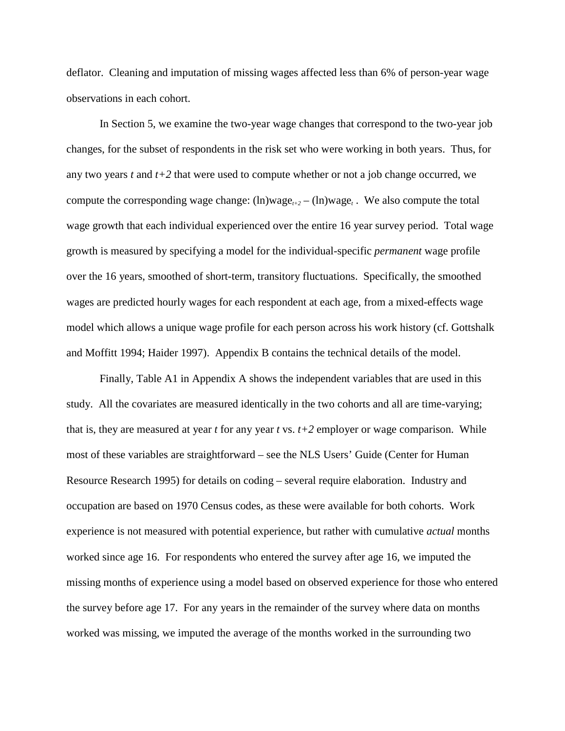deflator. Cleaning and imputation of missing wages affected less than 6% of person-year wage observations in each cohort.

In Section 5, we examine the two-year wage changes that correspond to the two-year job changes, for the subset of respondents in the risk set who were working in both years. Thus, for any two years *t* and *t+2* that were used to compute whether or not a job change occurred, we compute the corresponding wage change: $(\ln)\text{wage}_{t+2} - (\ln)\text{wage}_t$ . We also compute the total wage growth that each individual experienced over the entire 16 year survey period. Total wage growth is measured by specifying a model for the individual-specific *permanent* wage profile over the 16 years, smoothed of short-term, transitory fluctuations. Specifically, the smoothed wages are predicted hourly wages for each respondent at each age, from a mixed-effects wage model which allows a unique wage profile for each person across his work history (cf. Gottshalk and Moffitt 1994; Haider 1997). Appendix B contains the technical details of the model.

Finally, Table A1 in Appendix A shows the independent variables that are used in this study. All the covariates are measured identically in the two cohorts and all are time-varying; that is, they are measured at year *t* for any year *t* vs. *t+2* employer or wage comparison. While most of these variables are straightforward – see the NLS Users' Guide (Center for Human Resource Research 1995) for details on coding – several require elaboration. Industry and occupation are based on 1970 Census codes, as these were available for both cohorts. Work experience is not measured with potential experience, but rather with cumulative *actual* months worked since age 16. For respondents who entered the survey after age 16, we imputed the missing months of experience using a model based on observed experience for those who entered the survey before age 17. For any years in the remainder of the survey where data on months worked was missing, we imputed the average of the months worked in the surrounding two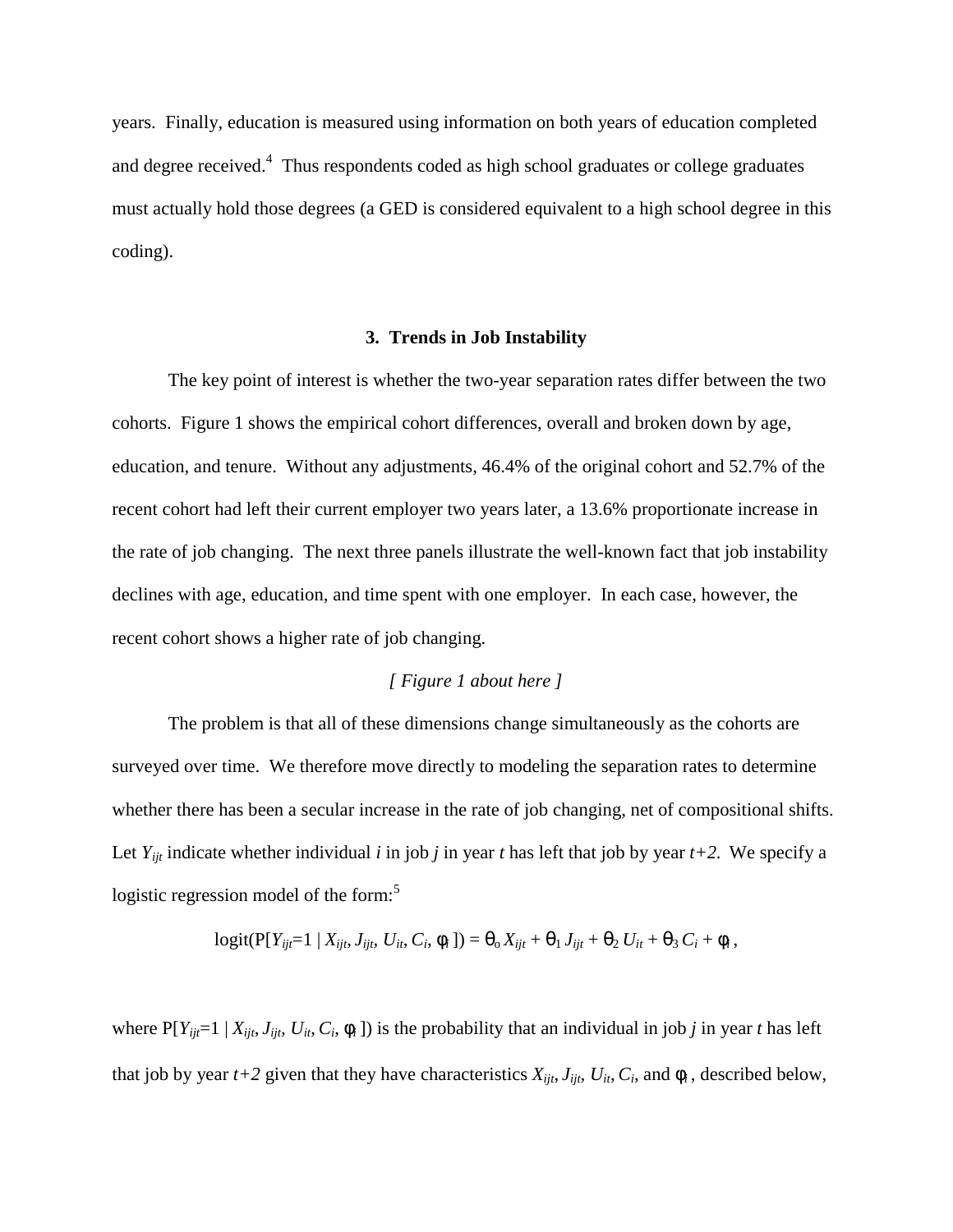years. Finally, education is measured using information on both years of education completed and degree received.[4] Thus respondents coded as high school graduates or college graduates must actually hold those degrees (a GED is considered equivalent to a high school degree in this coding).

### 3. Trends in Job Instability

The key point of interest is whether the two-year separation rates differ between the two cohorts. Figure 1 shows the empirical cohort differences, overall and broken down by age, education, and tenure. Without any adjustments, 46.4% of the original cohort and 52.7% of the recent cohort had left their current employer two years later, a 13.6% proportionate increase in the rate of job changing. The next three panels illustrate the well-known fact that job instability declines with age, education, and time spent with one employer. In each case, however, the recent cohort shows a higher rate of job changing.

*[ Figure 1 about here ]*

The problem is that all of these dimensions change simultaneously as the cohorts are surveyed over time. We therefore move directly to modeling the separation rates to determine whether there has been a secular increase in the rate of job changing, net of compositional shifts. Let $Y_{ijt}$ indicate whether individual $i$ in job $j$ in year $t$ has left that job by year $t+2$. We specify a logistic regression model of the form:[5]

$$\text{logit}(\text{P}[Y_{ijt}=1 \mid X_{ijt}, J_{ijt}, U_{it}, C_i, \phi_i]) = \theta_o X_{ijt} + \theta_1 J_{ijt} + \theta_2 U_{it} + \theta_3 C_i + \phi_i \,,$$

where $\text{P}[Y_{ijt}=1 \mid X_{ijt}, J_{ijt}, U_{it}, C_i, \phi_i])$ is the probability that an individual in job $j$ in year $t$ has left that job by year $t+2$ given that they have characteristics $X_{ijt}$, $J_{ijt}$, $U_{it}$, $C_i$, and $\phi_i$, described below,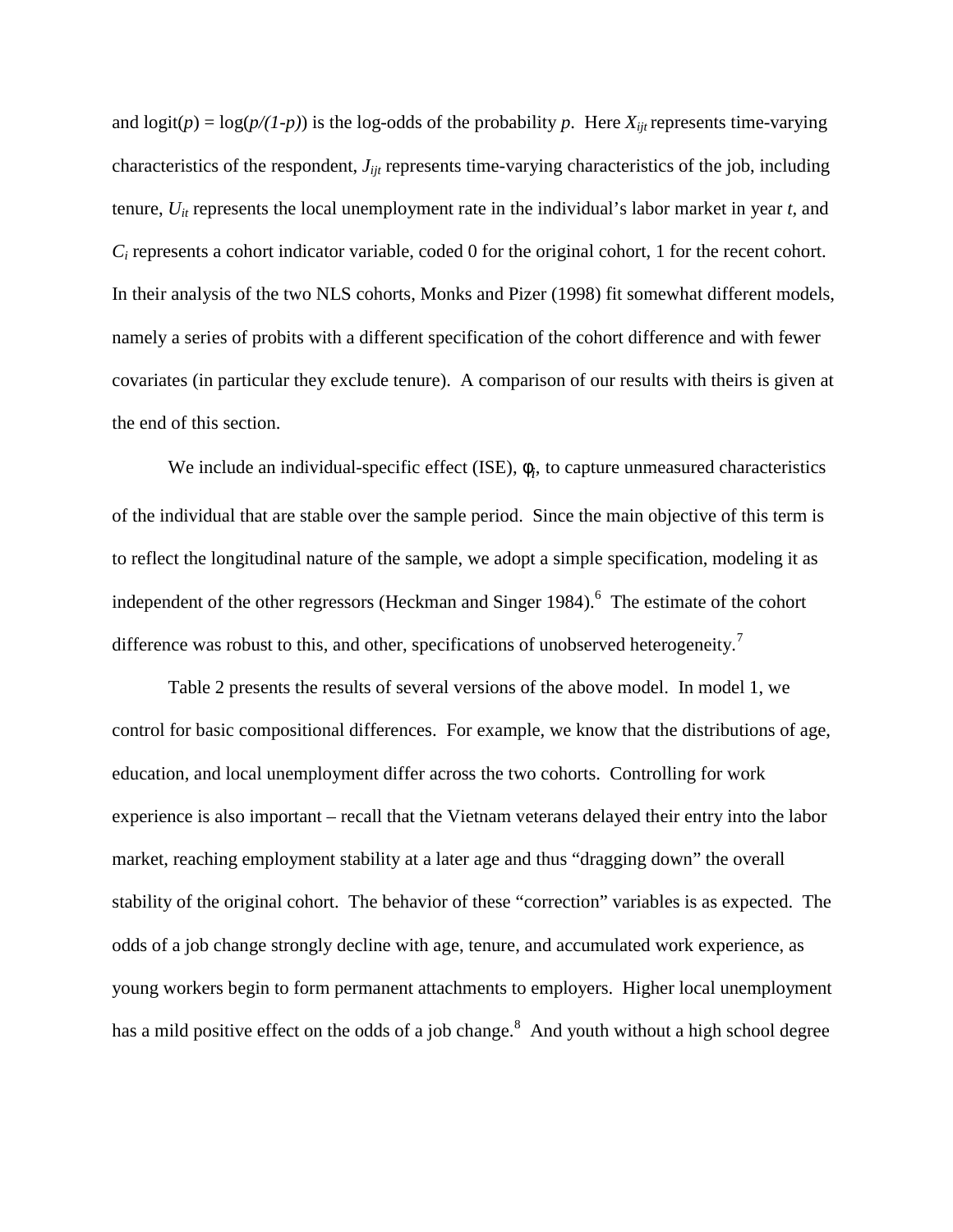and logit($p$) = log($p/(1-p)$) is the log-odds of the probability $p$. Here $X_{ijt}$ represents time-varying characteristics of the respondent, $J_{ijt}$ represents time-varying characteristics of the job, including tenure, $U_{it}$ represents the local unemployment rate in the individual's labor market in year $t$, and $C_i$ represents a cohort indicator variable, coded 0 for the original cohort, 1 for the recent cohort. In their analysis of the two NLS cohorts, Monks and Pizer (1998) fit somewhat different models, namely a series of probits with a different specification of the cohort difference and with fewer covariates (in particular they exclude tenure). A comparison of our results with theirs is given at the end of this section.

We include an individual-specific effect (ISE), $\phi_i$, to capture unmeasured characteristics of the individual that are stable over the sample period. Since the main objective of this term is to reflect the longitudinal nature of the sample, we adopt a simple specification, modeling it as independent of the other regressors (Heckman and Singer 1984).[6] The estimate of the cohort difference was robust to this, and other, specifications of unobserved heterogeneity.[7]

Table 2 presents the results of several versions of the above model. In model 1, we control for basic compositional differences. For example, we know that the distributions of age, education, and local unemployment differ across the two cohorts. Controlling for work experience is also important – recall that the Vietnam veterans delayed their entry into the labor market, reaching employment stability at a later age and thus "dragging down" the overall stability of the original cohort. The behavior of these "correction" variables is as expected. The odds of a job change strongly decline with age, tenure, and accumulated work experience, as young workers begin to form permanent attachments to employers. Higher local unemployment has a mild positive effect on the odds of a job change.[8] And youth without a high school degree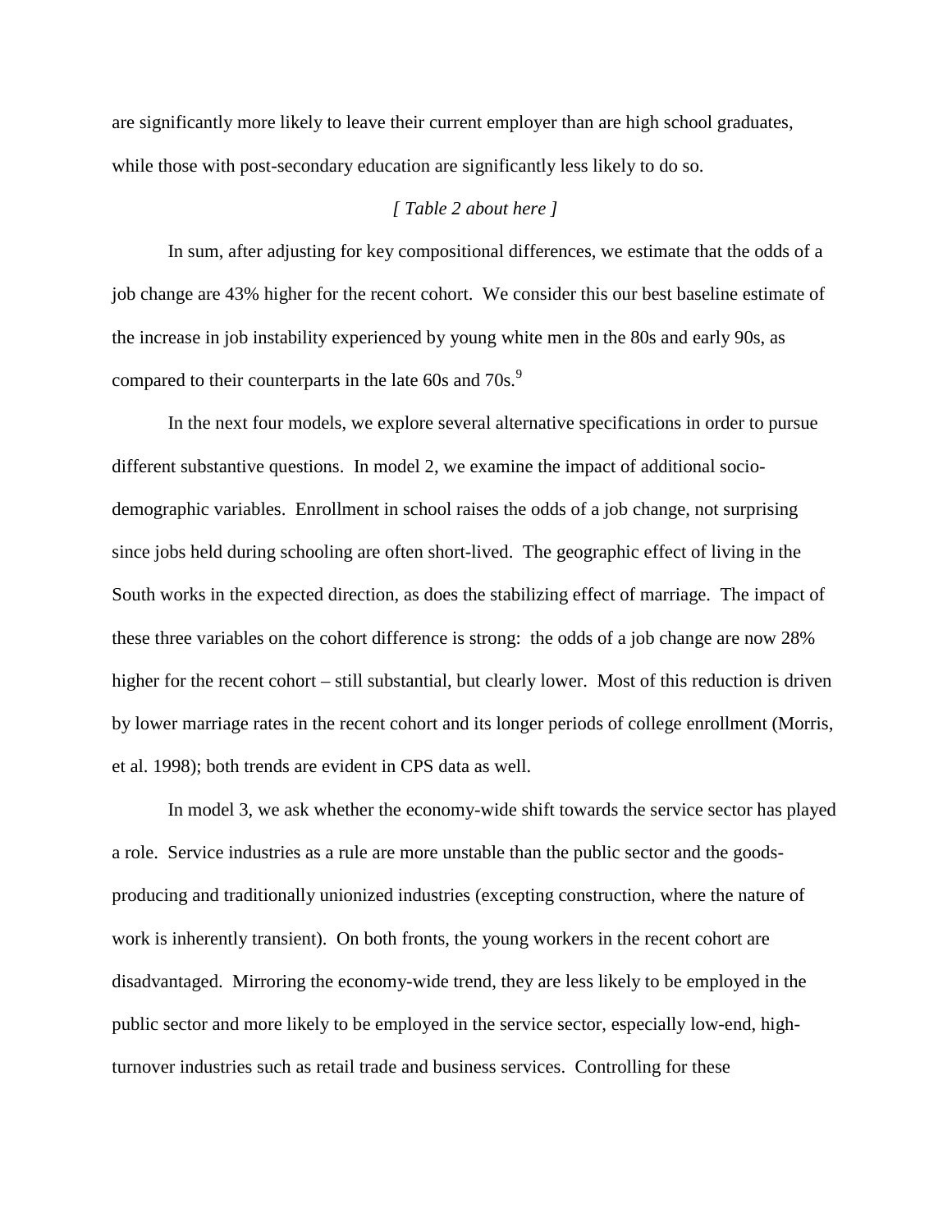are significantly more likely to leave their current employer than are high school graduates, while those with post-secondary education are significantly less likely to do so.

*[ Table 2 about here ]*

In sum, after adjusting for key compositional differences, we estimate that the odds of a job change are 43% higher for the recent cohort. We consider this our best baseline estimate of the increase in job instability experienced by young white men in the 80s and early 90s, as compared to their counterparts in the late 60s and 70s.[9]

In the next four models, we explore several alternative specifications in order to pursue different substantive questions. In model 2, we examine the impact of additional socio-demographic variables. Enrollment in school raises the odds of a job change, not surprising since jobs held during schooling are often short-lived. The geographic effect of living in the South works in the expected direction, as does the stabilizing effect of marriage. The impact of these three variables on the cohort difference is strong: the odds of a job change are now 28% higher for the recent cohort – still substantial, but clearly lower. Most of this reduction is driven by lower marriage rates in the recent cohort and its longer periods of college enrollment (Morris, et al. 1998); both trends are evident in CPS data as well.

In model 3, we ask whether the economy-wide shift towards the service sector has played a role. Service industries as a rule are more unstable than the public sector and the goods-producing and traditionally unionized industries (excepting construction, where the nature of work is inherently transient). On both fronts, the young workers in the recent cohort are disadvantaged. Mirroring the economy-wide trend, they are less likely to be employed in the public sector and more likely to be employed in the service sector, especially low-end, high-turnover industries such as retail trade and business services. Controlling for these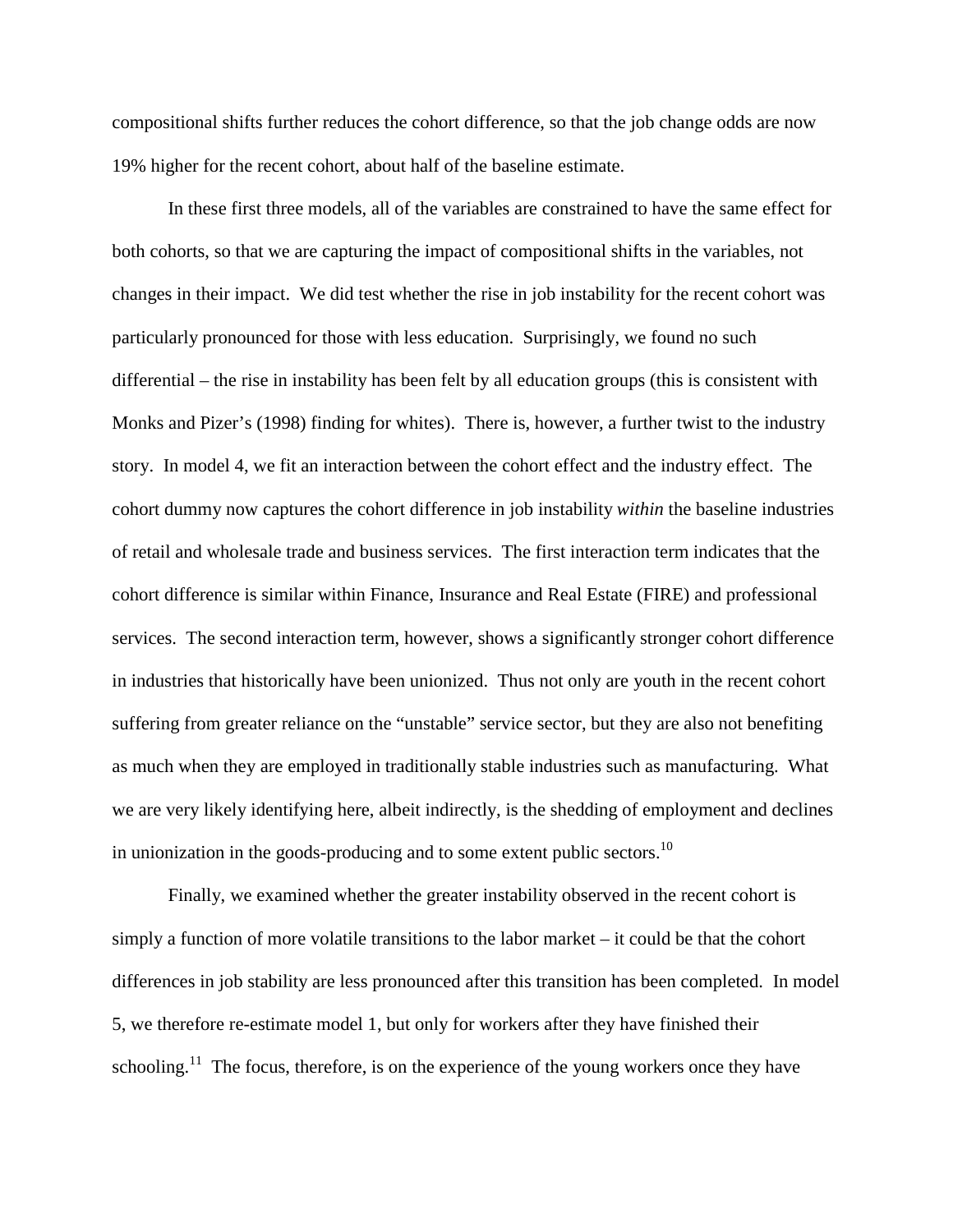compositional shifts further reduces the cohort difference, so that the job change odds are now 19% higher for the recent cohort, about half of the baseline estimate.

In these first three models, all of the variables are constrained to have the same effect for both cohorts, so that we are capturing the impact of compositional shifts in the variables, not changes in their impact. We did test whether the rise in job instability for the recent cohort was particularly pronounced for those with less education. Surprisingly, we found no such differential – the rise in instability has been felt by all education groups (this is consistent with Monks and Pizer's (1998) finding for whites). There is, however, a further twist to the industry story. In model 4, we fit an interaction between the cohort effect and the industry effect. The cohort dummy now captures the cohort difference in job instability *within* the baseline industries of retail and wholesale trade and business services. The first interaction term indicates that the cohort difference is similar within Finance, Insurance and Real Estate (FIRE) and professional services. The second interaction term, however, shows a significantly stronger cohort difference in industries that historically have been unionized. Thus not only are youth in the recent cohort suffering from greater reliance on the "unstable" service sector, but they are also not benefiting as much when they are employed in traditionally stable industries such as manufacturing. What we are very likely identifying here, albeit indirectly, is the shedding of employment and declines in unionization in the goods-producing and to some extent public sectors.[10]

Finally, we examined whether the greater instability observed in the recent cohort is simply a function of more volatile transitions to the labor market – it could be that the cohort differences in job stability are less pronounced after this transition has been completed. In model 5, we therefore re-estimate model 1, but only for workers after they have finished their schooling.[11] The focus, therefore, is on the experience of the young workers once they have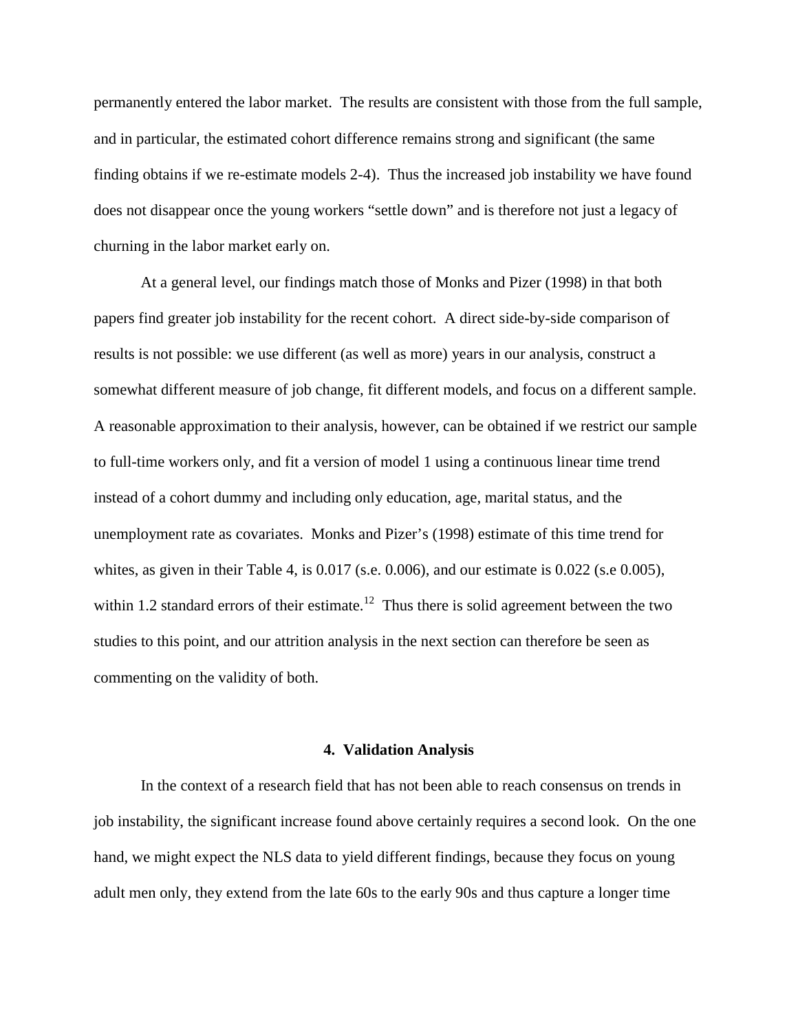permanently entered the labor market. The results are consistent with those from the full sample, and in particular, the estimated cohort difference remains strong and significant (the same finding obtains if we re-estimate models 2-4). Thus the increased job instability we have found does not disappear once the young workers "settle down" and is therefore not just a legacy of churning in the labor market early on.

At a general level, our findings match those of Monks and Pizer (1998) in that both papers find greater job instability for the recent cohort. A direct side-by-side comparison of results is not possible: we use different (as well as more) years in our analysis, construct a somewhat different measure of job change, fit different models, and focus on a different sample. A reasonable approximation to their analysis, however, can be obtained if we restrict our sample to full-time workers only, and fit a version of model 1 using a continuous linear time trend instead of a cohort dummy and including only education, age, marital status, and the unemployment rate as covariates. Monks and Pizer's (1998) estimate of this time trend for whites, as given in their Table 4, is 0.017 (s.e. 0.006), and our estimate is 0.022 (s.e 0.005), within 1.2 standard errors of their estimate.[12] Thus there is solid agreement between the two studies to this point, and our attrition analysis in the next section can therefore be seen as commenting on the validity of both.

## 4. Validation Analysis

In the context of a research field that has not been able to reach consensus on trends in job instability, the significant increase found above certainly requires a second look. On the one hand, we might expect the NLS data to yield different findings, because they focus on young adult men only, they extend from the late 60s to the early 90s and thus capture a longer time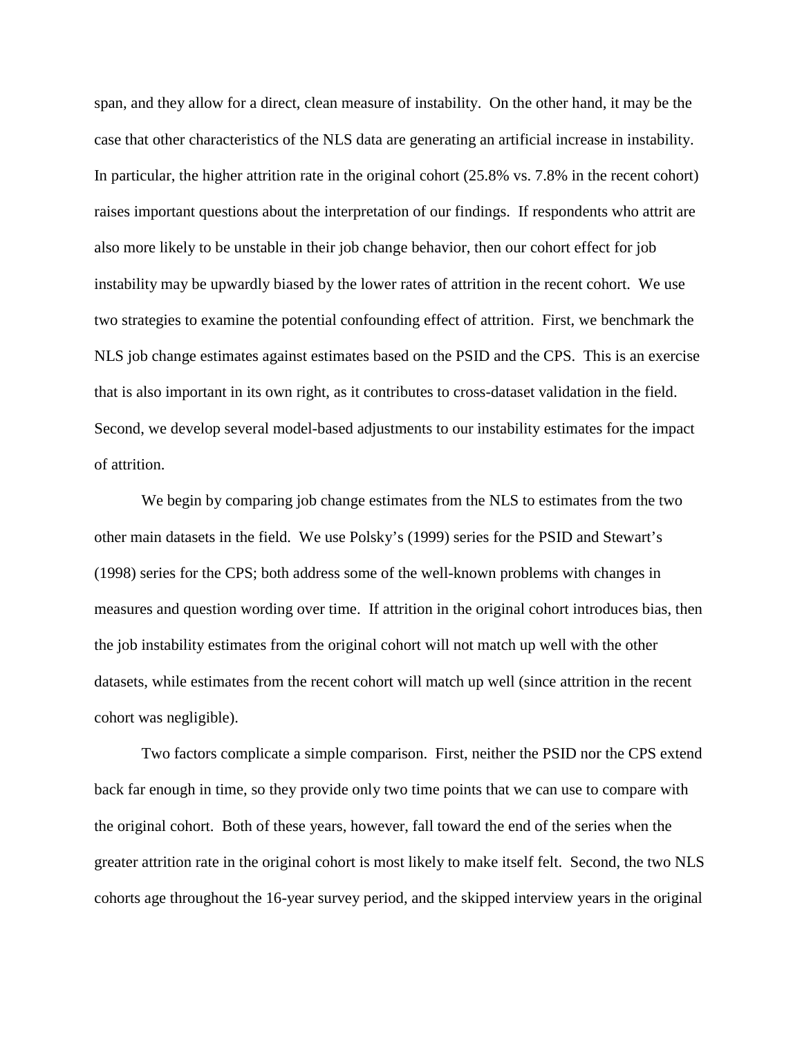span, and they allow for a direct, clean measure of instability. On the other hand, it may be the case that other characteristics of the NLS data are generating an artificial increase in instability. In particular, the higher attrition rate in the original cohort (25.8% vs. 7.8% in the recent cohort) raises important questions about the interpretation of our findings. If respondents who attrit are also more likely to be unstable in their job change behavior, then our cohort effect for job instability may be upwardly biased by the lower rates of attrition in the recent cohort. We use two strategies to examine the potential confounding effect of attrition. First, we benchmark the NLS job change estimates against estimates based on the PSID and the CPS. This is an exercise that is also important in its own right, as it contributes to cross-dataset validation in the field. Second, we develop several model-based adjustments to our instability estimates for the impact of attrition.

We begin by comparing job change estimates from the NLS to estimates from the two other main datasets in the field. We use Polsky's (1999) series for the PSID and Stewart's (1998) series for the CPS; both address some of the well-known problems with changes in measures and question wording over time. If attrition in the original cohort introduces bias, then the job instability estimates from the original cohort will not match up well with the other datasets, while estimates from the recent cohort will match up well (since attrition in the recent cohort was negligible).

Two factors complicate a simple comparison. First, neither the PSID nor the CPS extend back far enough in time, so they provide only two time points that we can use to compare with the original cohort. Both of these years, however, fall toward the end of the series when the greater attrition rate in the original cohort is most likely to make itself felt. Second, the two NLS cohorts age throughout the 16-year survey period, and the skipped interview years in the original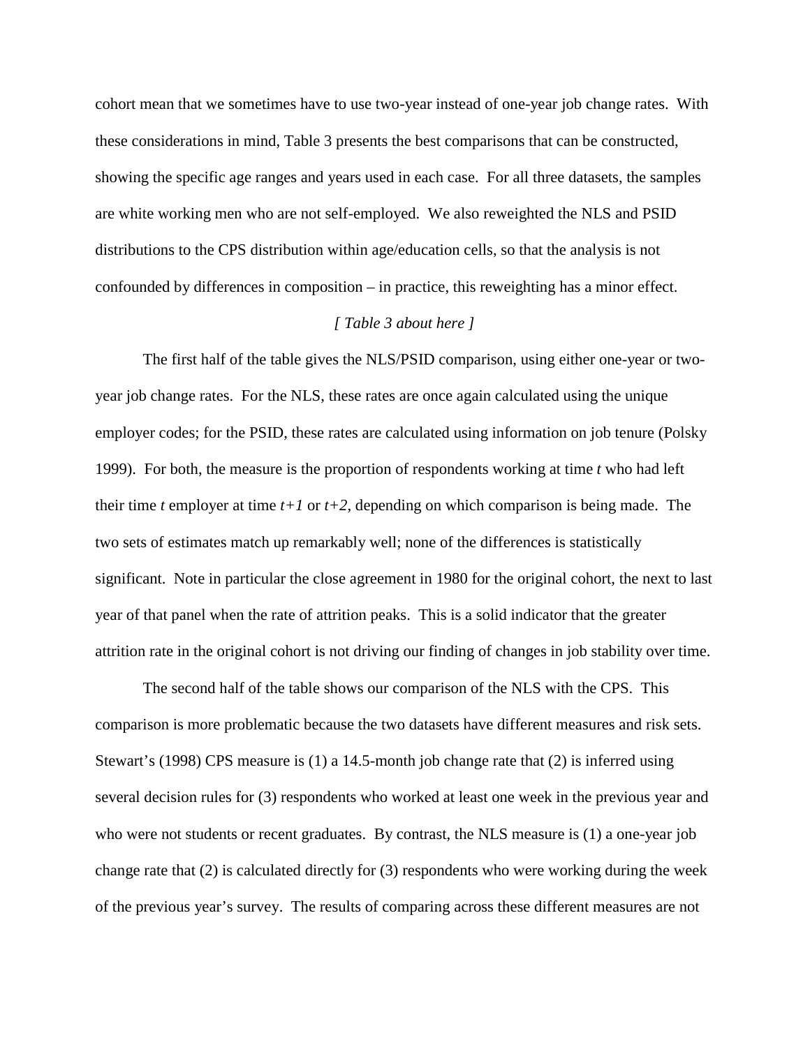cohort mean that we sometimes have to use two-year instead of one-year job change rates. With these considerations in mind, Table 3 presents the best comparisons that can be constructed, showing the specific age ranges and years used in each case. For all three datasets, the samples are white working men who are not self-employed. We also reweighted the NLS and PSID distributions to the CPS distribution within age/education cells, so that the analysis is not confounded by differences in composition – in practice, this reweighting has a minor effect.

*[ Table 3 about here ]*

The first half of the table gives the NLS/PSID comparison, using either one-year or two-year job change rates. For the NLS, these rates are once again calculated using the unique employer codes; for the PSID, these rates are calculated using information on job tenure (Polsky 1999). For both, the measure is the proportion of respondents working at time *t* who had left their time *t* employer at time *t+1* or *t+2*, depending on which comparison is being made. The two sets of estimates match up remarkably well; none of the differences is statistically significant. Note in particular the close agreement in 1980 for the original cohort, the next to last year of that panel when the rate of attrition peaks. This is a solid indicator that the greater attrition rate in the original cohort is not driving our finding of changes in job stability over time.

The second half of the table shows our comparison of the NLS with the CPS. This comparison is more problematic because the two datasets have different measures and risk sets. Stewart's (1998) CPS measure is (1) a 14.5-month job change rate that (2) is inferred using several decision rules for (3) respondents who worked at least one week in the previous year and who were not students or recent graduates. By contrast, the NLS measure is (1) a one-year job change rate that (2) is calculated directly for (3) respondents who were working during the week of the previous year's survey. The results of comparing across these different measures are not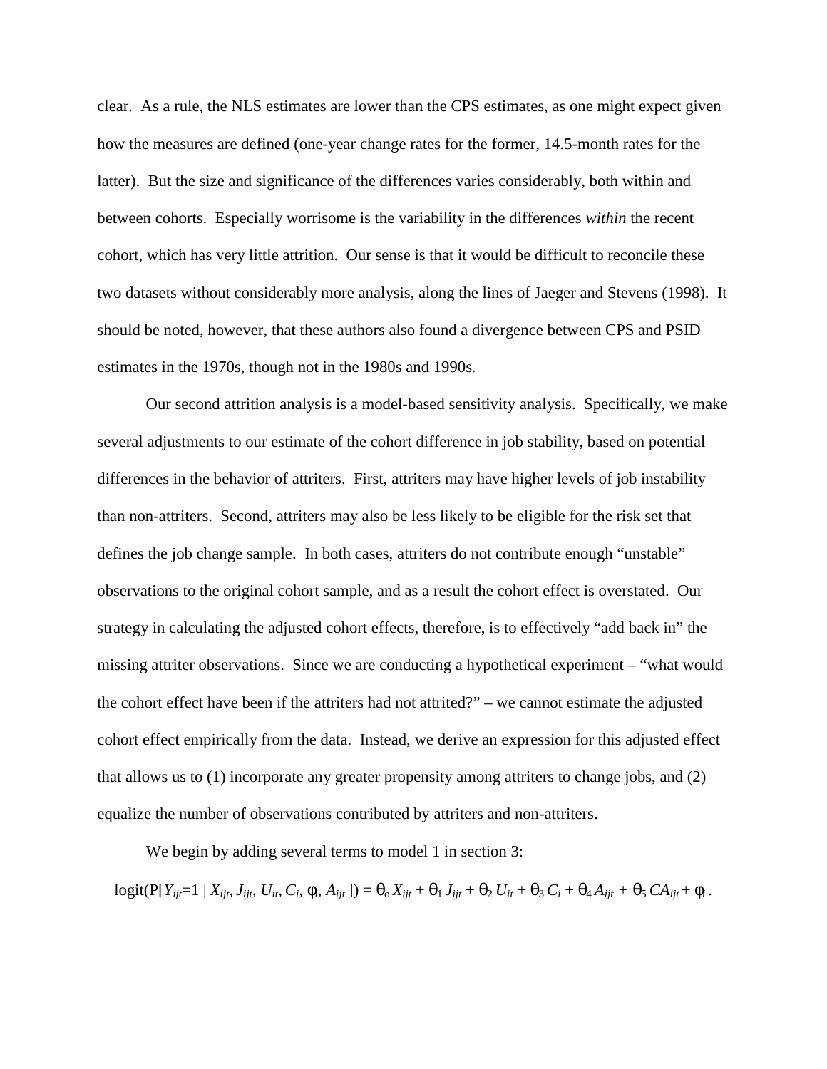clear. As a rule, the NLS estimates are lower than the CPS estimates, as one might expect given how the measures are defined (one-year change rates for the former, 14.5-month rates for the latter). But the size and significance of the differences varies considerably, both within and between cohorts. Especially worrisome is the variability in the differences *within* the recent cohort, which has very little attrition. Our sense is that it would be difficult to reconcile these two datasets without considerably more analysis, along the lines of Jaeger and Stevens (1998). It should be noted, however, that these authors also found a divergence between CPS and PSID estimates in the 1970s, though not in the 1980s and 1990s.

Our second attrition analysis is a model-based sensitivity analysis. Specifically, we make several adjustments to our estimate of the cohort difference in job stability, based on potential differences in the behavior of attriters. First, attriters may have higher levels of job instability than non-attriters. Second, attriters may also be less likely to be eligible for the risk set that defines the job change sample. In both cases, attriters do not contribute enough "unstable" observations to the original cohort sample, and as a result the cohort effect is overstated. Our strategy in calculating the adjusted cohort effects, therefore, is to effectively "add back in" the missing attriter observations. Since we are conducting a hypothetical experiment – "what would the cohort effect have been if the attriters had not attrited?" – we cannot estimate the adjusted cohort effect empirically from the data. Instead, we derive an expression for this adjusted effect that allows us to (1) incorporate any greater propensity among attriters to change jobs, and (2) equalize the number of observations contributed by attriters and non-attriters.

We begin by adding several terms to model 1 in section 3:

$$\text{logit}(P[Y_{ijt}=1 \mid X_{ijt}, J_{ijt}, U_{it}, C_i, \phi_i, A_{ijt}]) = \theta_o X_{ijt} + \theta_1 J_{ijt} + \theta_2 U_{it} + \theta_3 C_i + \theta_4 A_{ijt} + \theta_5 CA_{ijt} + \phi_i\,.$$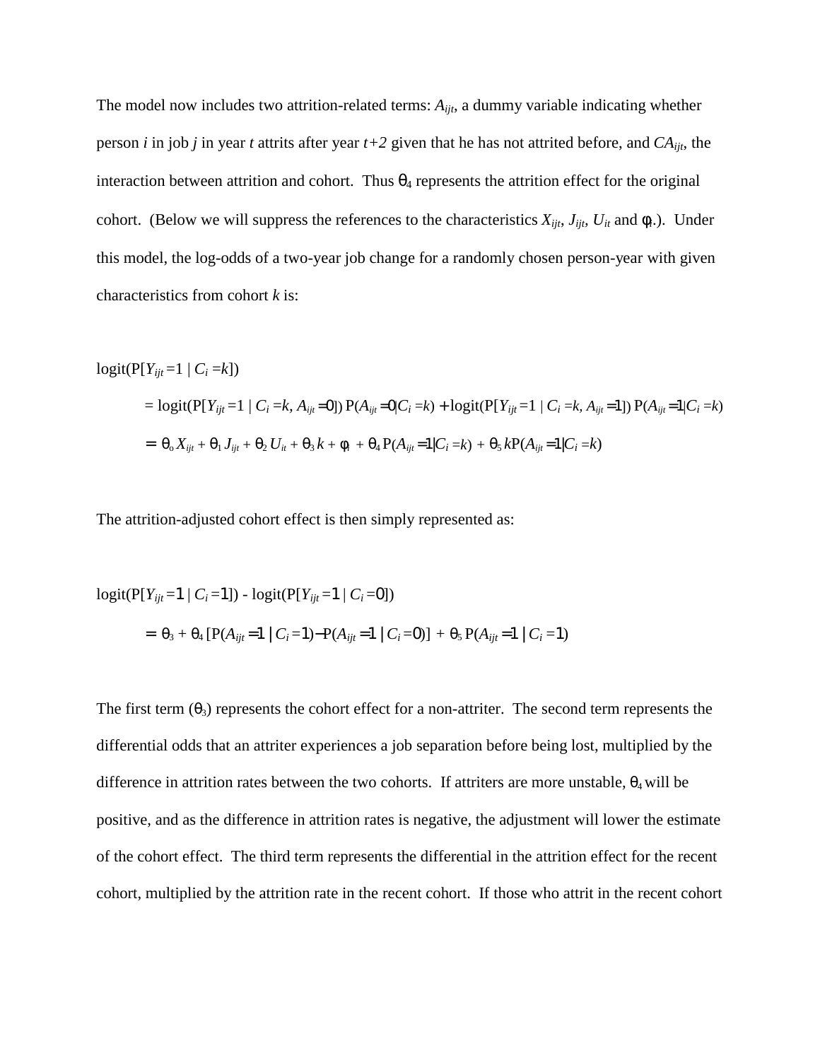The model now includes two attrition-related terms: $A_{ijt}$, a dummy variable indicating whether person *i* in job *j* in year *t* attrits after year *t+2* given that he has not attrited before, and $CA_{ijt}$, the interaction between attrition and cohort. Thus $\theta_4$ represents the attrition effect for the original cohort. (Below we will suppress the references to the characteristics $X_{ijt}$, $J_{ijt}$, $U_{it}$ and $\phi_i$.). Under this model, the log-odds of a two-year job change for a randomly chosen person-year with given characteristics from cohort *k* is:

$$
\begin{aligned}
&\text{logit}(\text{P}[Y_{ijt}=1 \mid C_i=k]) \\
&\quad = \text{logit}(\text{P}[Y_{ijt}=1 \mid C_i=k, A_{ijt}=0])\,\text{P}(A_{ijt}=0|C_i=k) + \text{logit}(\text{P}[Y_{ijt}=1 \mid C_i=k, A_{ijt}=1])\,\text{P}(A_{ijt}=1|C_i=k) \\
&\quad = \theta_o X_{ijt} + \theta_1 J_{ijt} + \theta_2 U_{it} + \theta_3 k + \phi_i + \theta_4 \text{P}(A_{ijt}=1|C_i=k) + \theta_5 k\text{P}(A_{ijt}=1|C_i=k)
\end{aligned}
$$

The attrition-adjusted cohort effect is then simply represented as:

$$
\begin{aligned}
&\text{logit}(\text{P}[Y_{ijt}=1 \mid C_i=1]) - \text{logit}(\text{P}[Y_{ijt}=1 \mid C_i=0]) \\
&\quad = \theta_3 + \theta_4 [\text{P}(A_{ijt}=1 \mid C_i=1) - \text{P}(A_{ijt}=1 \mid C_i=0)] + \theta_5 \text{P}(A_{ijt}=1 \mid C_i=1)
\end{aligned}
$$

The first term ($\theta_3$) represents the cohort effect for a non-attriter. The second term represents the differential odds that an attriter experiences a job separation before being lost, multiplied by the difference in attrition rates between the two cohorts. If attriters are more unstable, $\theta_4$ will be positive, and as the difference in attrition rates is negative, the adjustment will lower the estimate of the cohort effect. The third term represents the differential in the attrition effect for the recent cohort, multiplied by the attrition rate in the recent cohort. If those who attrit in the recent cohort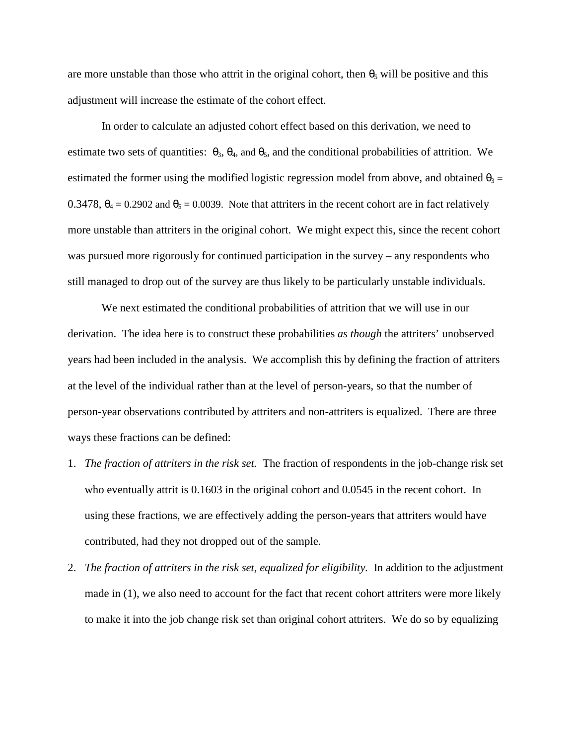are more unstable than those who attrit in the original cohort, then $\theta_5$ will be positive and this adjustment will increase the estimate of the cohort effect.

In order to calculate an adjusted cohort effect based on this derivation, we need to estimate two sets of quantities: $\theta_3$, $\theta_4$, and $\theta_5$, and the conditional probabilities of attrition. We estimated the former using the modified logistic regression model from above, and obtained $\theta_3 = 0.3478$, $\theta_4 = 0.2902$ and $\theta_5 = 0.0039$. Note that attriters in the recent cohort are in fact relatively more unstable than attriters in the original cohort. We might expect this, since the recent cohort was pursued more rigorously for continued participation in the survey – any respondents who still managed to drop out of the survey are thus likely to be particularly unstable individuals.

We next estimated the conditional probabilities of attrition that we will use in our derivation. The idea here is to construct these probabilities *as though* the attriters' unobserved years had been included in the analysis. We accomplish this by defining the fraction of attriters at the level of the individual rather than at the level of person-years, so that the number of person-year observations contributed by attriters and non-attriters is equalized. There are three ways these fractions can be defined:

1. *The fraction of attriters in the risk set.* The fraction of respondents in the job-change risk set who eventually attrit is 0.1603 in the original cohort and 0.0545 in the recent cohort. In using these fractions, we are effectively adding the person-years that attriters would have contributed, had they not dropped out of the sample.
2. *The fraction of attriters in the risk set, equalized for eligibility.* In addition to the adjustment made in (1), we also need to account for the fact that recent cohort attriters were more likely to make it into the job change risk set than original cohort attriters. We do so by equalizing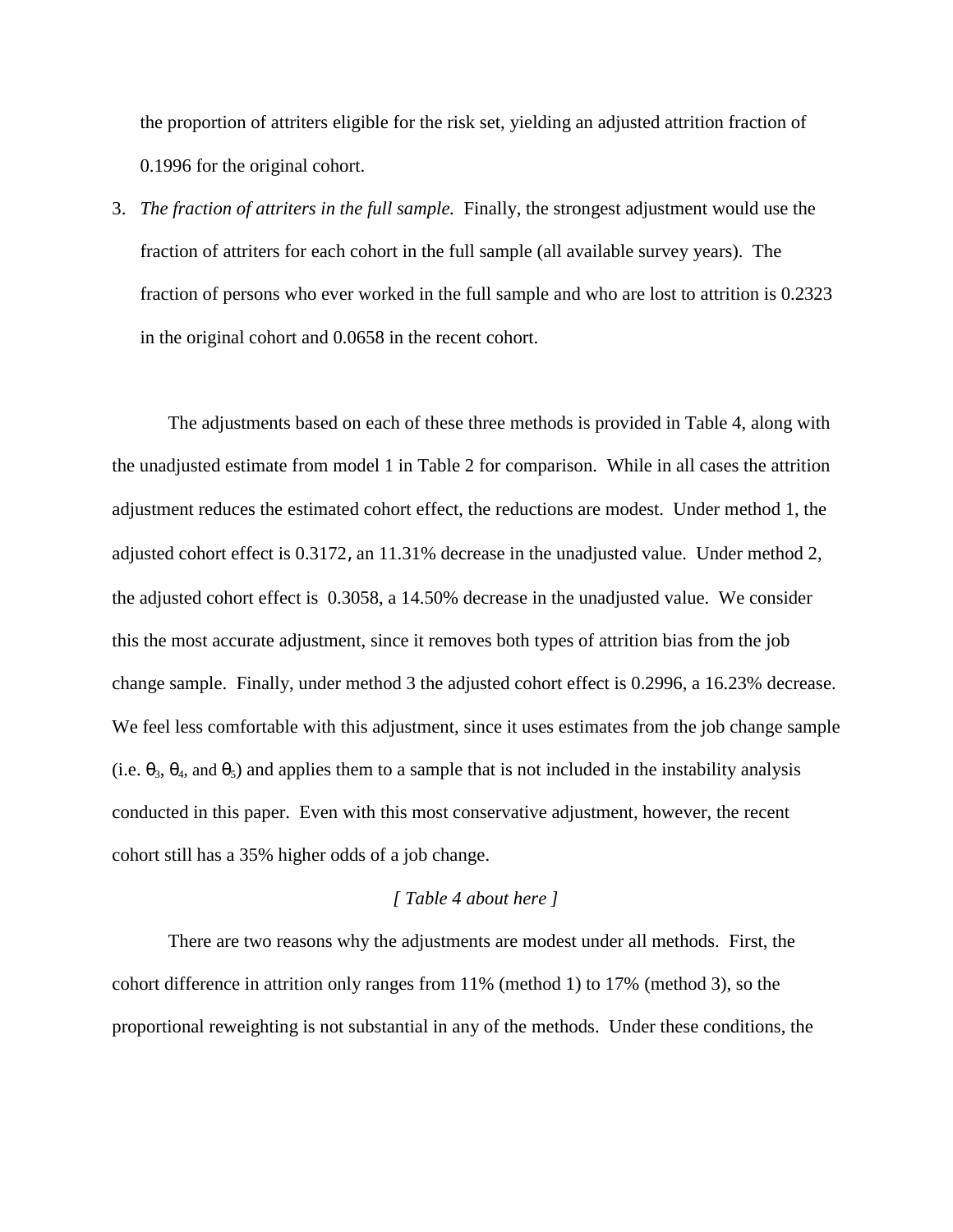the proportion of attriters eligible for the risk set, yielding an adjusted attrition fraction of 0.1996 for the original cohort.

3. *The fraction of attriters in the full sample.* Finally, the strongest adjustment would use the fraction of attriters for each cohort in the full sample (all available survey years). The fraction of persons who ever worked in the full sample and who are lost to attrition is 0.2323 in the original cohort and 0.0658 in the recent cohort.

The adjustments based on each of these three methods is provided in Table 4, along with the unadjusted estimate from model 1 in Table 2 for comparison. While in all cases the attrition adjustment reduces the estimated cohort effect, the reductions are modest. Under method 1, the adjusted cohort effect is 0.3172, an 11.31% decrease in the unadjusted value. Under method 2, the adjusted cohort effect is 0.3058, a 14.50% decrease in the unadjusted value. We consider this the most accurate adjustment, since it removes both types of attrition bias from the job change sample. Finally, under method 3 the adjusted cohort effect is 0.2996, a 16.23% decrease. We feel less comfortable with this adjustment, since it uses estimates from the job change sample (i.e. $\theta_3$, $\theta_4$, and $\theta_5$) and applies them to a sample that is not included in the instability analysis conducted in this paper. Even with this most conservative adjustment, however, the recent cohort still has a 35% higher odds of a job change.

*[ Table 4 about here ]*

There are two reasons why the adjustments are modest under all methods. First, the cohort difference in attrition only ranges from 11% (method 1) to 17% (method 3), so the proportional reweighting is not substantial in any of the methods. Under these conditions, the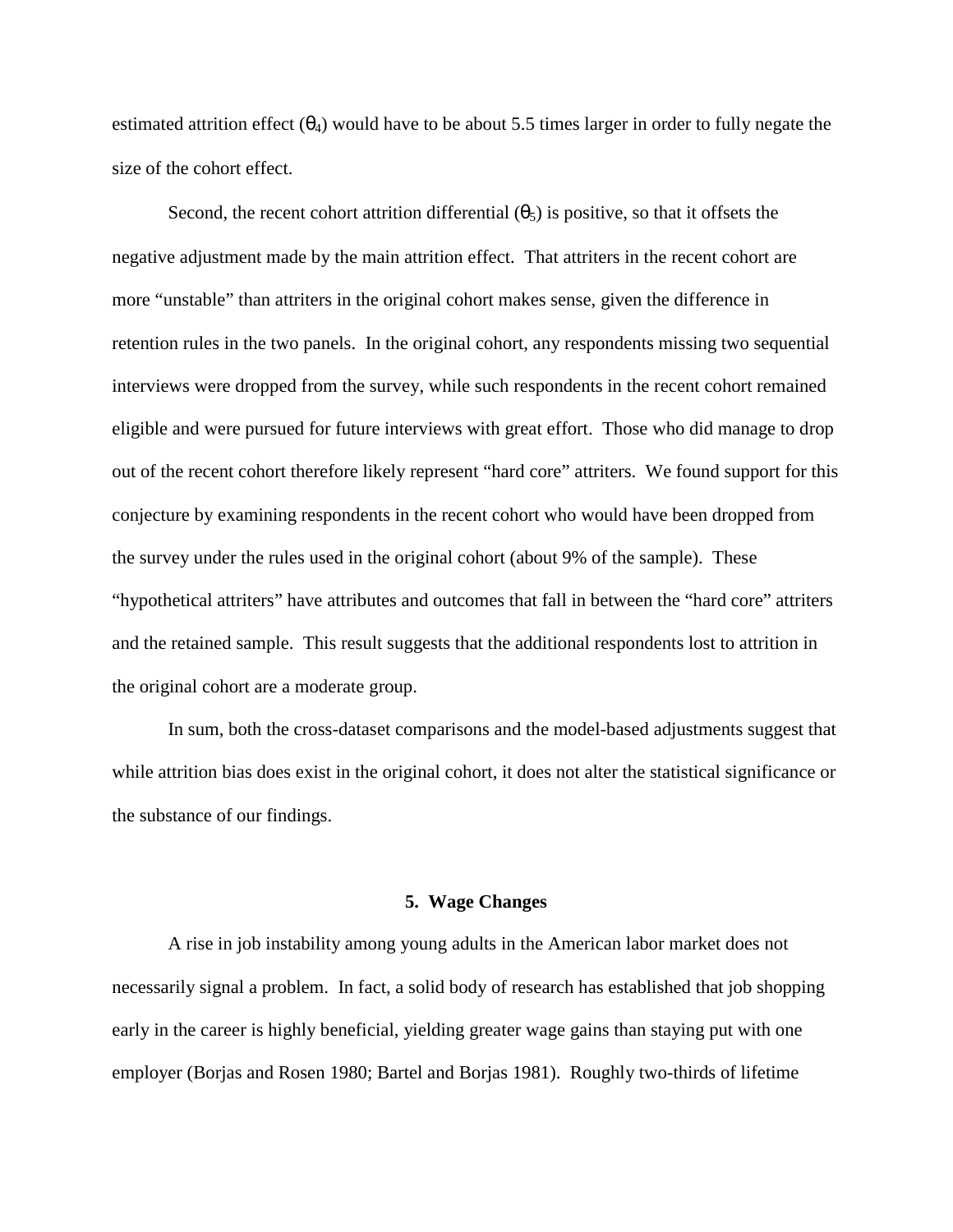estimated attrition effect ($\theta_4$) would have to be about 5.5 times larger in order to fully negate the size of the cohort effect.

Second, the recent cohort attrition differential ($\theta_5$) is positive, so that it offsets the negative adjustment made by the main attrition effect. That attriters in the recent cohort are more "unstable" than attriters in the original cohort makes sense, given the difference in retention rules in the two panels. In the original cohort, any respondents missing two sequential interviews were dropped from the survey, while such respondents in the recent cohort remained eligible and were pursued for future interviews with great effort. Those who did manage to drop out of the recent cohort therefore likely represent "hard core" attriters. We found support for this conjecture by examining respondents in the recent cohort who would have been dropped from the survey under the rules used in the original cohort (about 9% of the sample). These "hypothetical attriters" have attributes and outcomes that fall in between the "hard core" attriters and the retained sample. This result suggests that the additional respondents lost to attrition in the original cohort are a moderate group.

In sum, both the cross-dataset comparisons and the model-based adjustments suggest that while attrition bias does exist in the original cohort, it does not alter the statistical significance or the substance of our findings.

## 5. Wage Changes

A rise in job instability among young adults in the American labor market does not necessarily signal a problem. In fact, a solid body of research has established that job shopping early in the career is highly beneficial, yielding greater wage gains than staying put with one employer (Borjas and Rosen 1980; Bartel and Borjas 1981). Roughly two-thirds of lifetime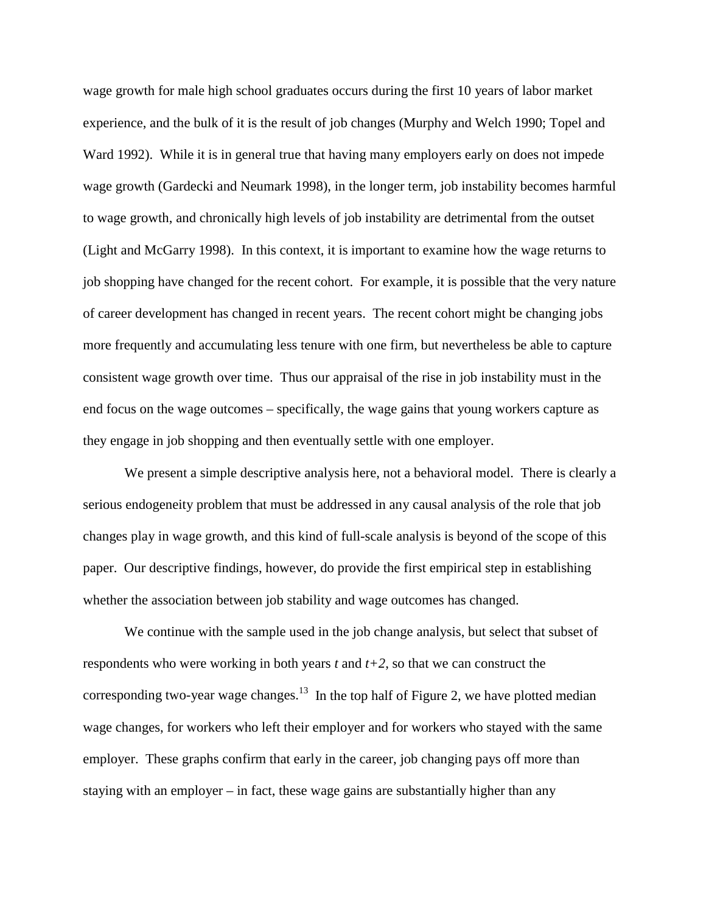wage growth for male high school graduates occurs during the first 10 years of labor market experience, and the bulk of it is the result of job changes (Murphy and Welch 1990; Topel and Ward 1992). While it is in general true that having many employers early on does not impede wage growth (Gardecki and Neumark 1998), in the longer term, job instability becomes harmful to wage growth, and chronically high levels of job instability are detrimental from the outset (Light and McGarry 1998). In this context, it is important to examine how the wage returns to job shopping have changed for the recent cohort. For example, it is possible that the very nature of career development has changed in recent years. The recent cohort might be changing jobs more frequently and accumulating less tenure with one firm, but nevertheless be able to capture consistent wage growth over time. Thus our appraisal of the rise in job instability must in the end focus on the wage outcomes – specifically, the wage gains that young workers capture as they engage in job shopping and then eventually settle with one employer.

We present a simple descriptive analysis here, not a behavioral model. There is clearly a serious endogeneity problem that must be addressed in any causal analysis of the role that job changes play in wage growth, and this kind of full-scale analysis is beyond of the scope of this paper. Our descriptive findings, however, do provide the first empirical step in establishing whether the association between job stability and wage outcomes has changed.

We continue with the sample used in the job change analysis, but select that subset of respondents who were working in both years $t$ and $t+2$, so that we can construct the corresponding two-year wage changes.[13] In the top half of Figure 2, we have plotted median wage changes, for workers who left their employer and for workers who stayed with the same employer. These graphs confirm that early in the career, job changing pays off more than staying with an employer – in fact, these wage gains are substantially higher than any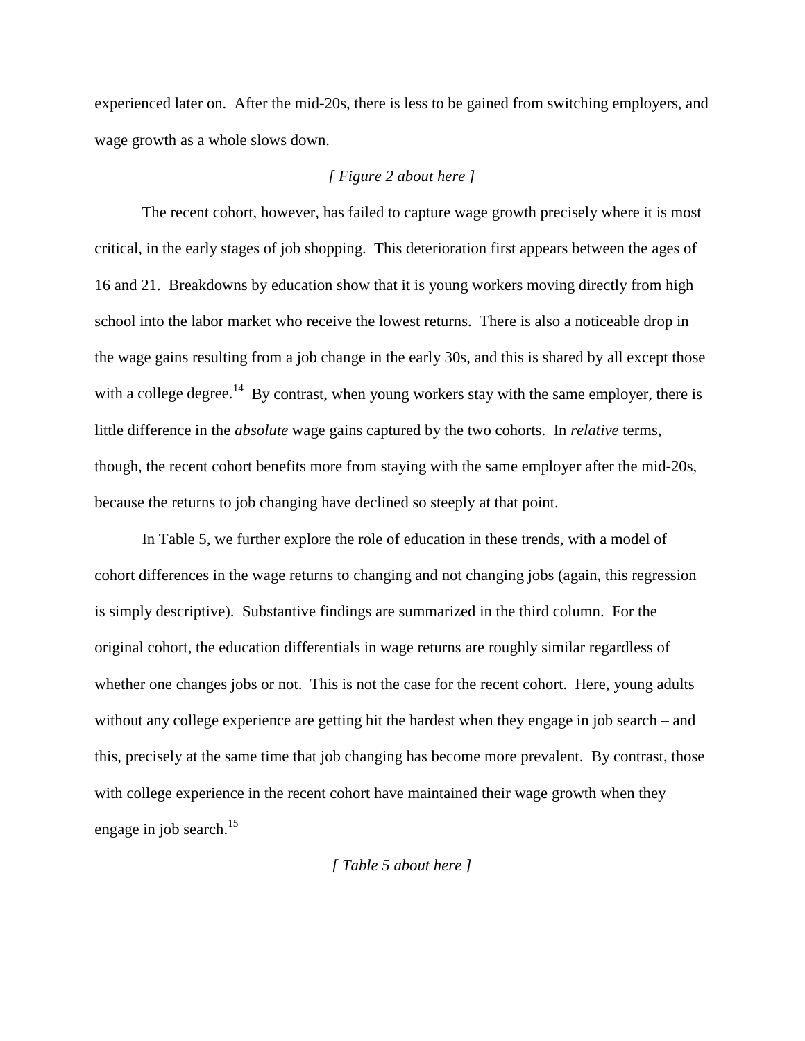experienced later on. After the mid-20s, there is less to be gained from switching employers, and wage growth as a whole slows down.

*[ Figure 2 about here ]*

The recent cohort, however, has failed to capture wage growth precisely where it is most critical, in the early stages of job shopping. This deterioration first appears between the ages of 16 and 21. Breakdowns by education show that it is young workers moving directly from high school into the labor market who receive the lowest returns. There is also a noticeable drop in the wage gains resulting from a job change in the early 30s, and this is shared by all except those with a college degree.[14] By contrast, when young workers stay with the same employer, there is little difference in the *absolute* wage gains captured by the two cohorts. In *relative* terms, though, the recent cohort benefits more from staying with the same employer after the mid-20s, because the returns to job changing have declined so steeply at that point.

In Table 5, we further explore the role of education in these trends, with a model of cohort differences in the wage returns to changing and not changing jobs (again, this regression is simply descriptive). Substantive findings are summarized in the third column. For the original cohort, the education differentials in wage returns are roughly similar regardless of whether one changes jobs or not. This is not the case for the recent cohort. Here, young adults without any college experience are getting hit the hardest when they engage in job search – and this, precisely at the same time that job changing has become more prevalent. By contrast, those with college experience in the recent cohort have maintained their wage growth when they engage in job search.[15]

*[ Table 5 about here ]*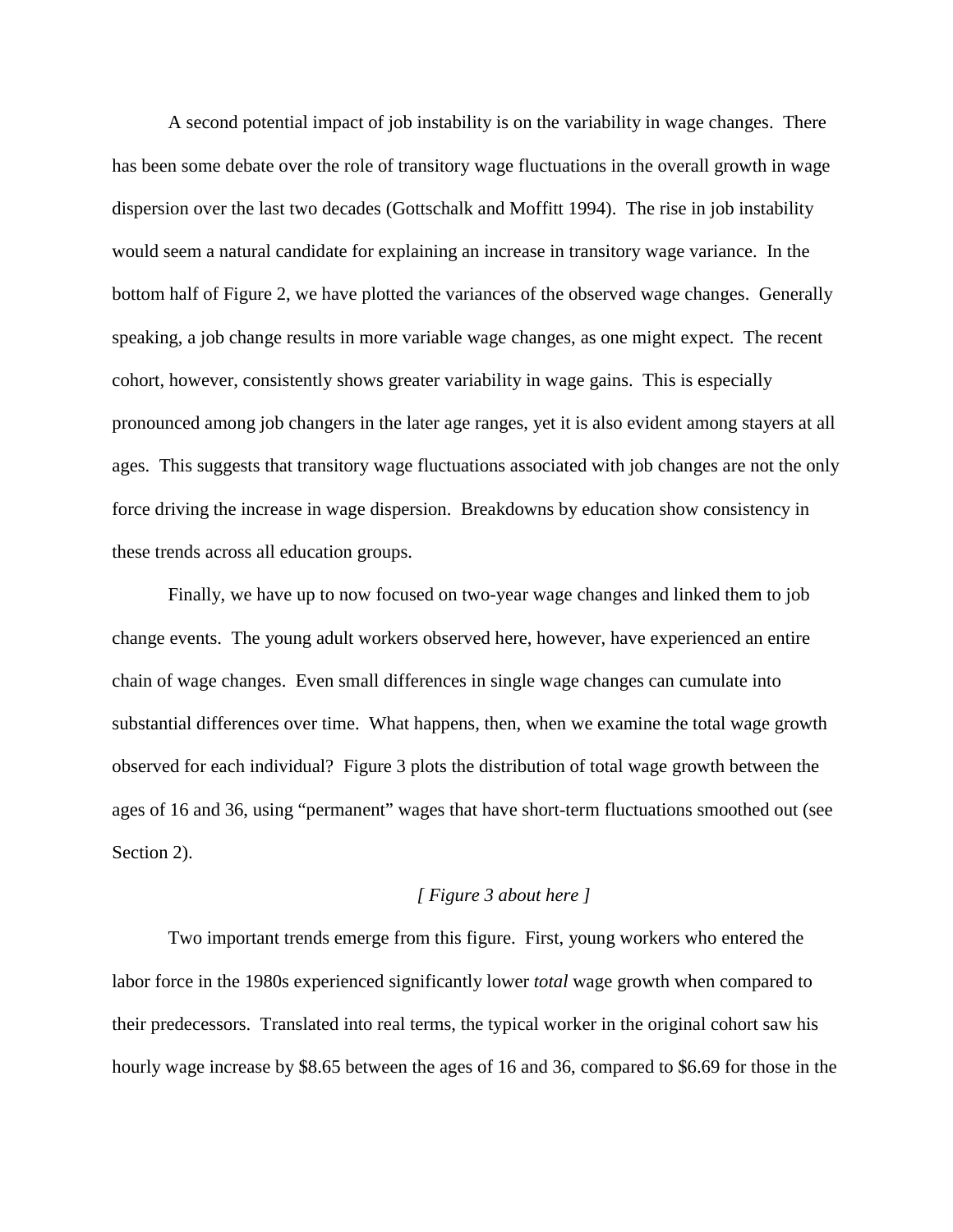A second potential impact of job instability is on the variability in wage changes. There has been some debate over the role of transitory wage fluctuations in the overall growth in wage dispersion over the last two decades (Gottschalk and Moffitt 1994). The rise in job instability would seem a natural candidate for explaining an increase in transitory wage variance. In the bottom half of Figure 2, we have plotted the variances of the observed wage changes. Generally speaking, a job change results in more variable wage changes, as one might expect. The recent cohort, however, consistently shows greater variability in wage gains. This is especially pronounced among job changers in the later age ranges, yet it is also evident among stayers at all ages. This suggests that transitory wage fluctuations associated with job changes are not the only force driving the increase in wage dispersion. Breakdowns by education show consistency in these trends across all education groups.

Finally, we have up to now focused on two-year wage changes and linked them to job change events. The young adult workers observed here, however, have experienced an entire chain of wage changes. Even small differences in single wage changes can cumulate into substantial differences over time. What happens, then, when we examine the total wage growth observed for each individual? Figure 3 plots the distribution of total wage growth between the ages of 16 and 36, using "permanent" wages that have short-term fluctuations smoothed out (see Section 2).

*[ Figure 3 about here ]*

Two important trends emerge from this figure. First, young workers who entered the labor force in the 1980s experienced significantly lower *total* wage growth when compared to their predecessors. Translated into real terms, the typical worker in the original cohort saw his hourly wage increase by $8.65 between the ages of 16 and 36, compared to $6.69 for those in the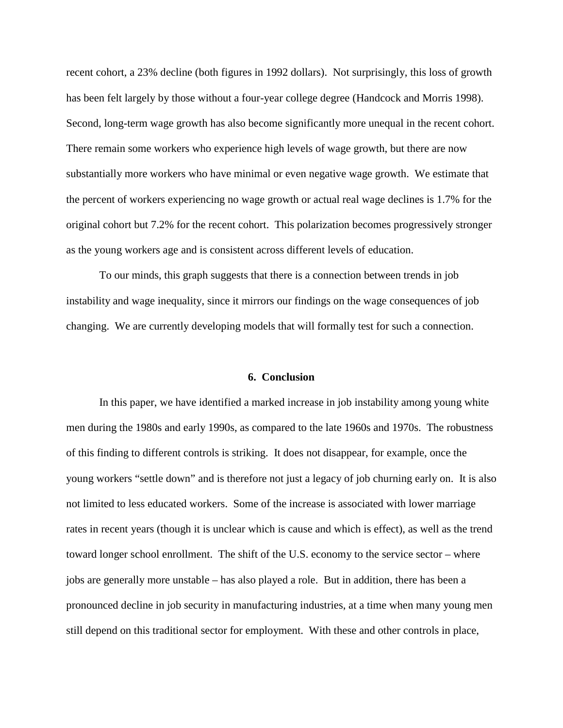recent cohort, a 23% decline (both figures in 1992 dollars). Not surprisingly, this loss of growth has been felt largely by those without a four-year college degree (Handcock and Morris 1998). Second, long-term wage growth has also become significantly more unequal in the recent cohort. There remain some workers who experience high levels of wage growth, but there are now substantially more workers who have minimal or even negative wage growth. We estimate that the percent of workers experiencing no wage growth or actual real wage declines is 1.7% for the original cohort but 7.2% for the recent cohort. This polarization becomes progressively stronger as the young workers age and is consistent across different levels of education.

To our minds, this graph suggests that there is a connection between trends in job instability and wage inequality, since it mirrors our findings on the wage consequences of job changing. We are currently developing models that will formally test for such a connection.

## 6. Conclusion

In this paper, we have identified a marked increase in job instability among young white men during the 1980s and early 1990s, as compared to the late 1960s and 1970s. The robustness of this finding to different controls is striking. It does not disappear, for example, once the young workers "settle down" and is therefore not just a legacy of job churning early on. It is also not limited to less educated workers. Some of the increase is associated with lower marriage rates in recent years (though it is unclear which is cause and which is effect), as well as the trend toward longer school enrollment. The shift of the U.S. economy to the service sector – where jobs are generally more unstable – has also played a role. But in addition, there has been a pronounced decline in job security in manufacturing industries, at a time when many young men still depend on this traditional sector for employment. With these and other controls in place,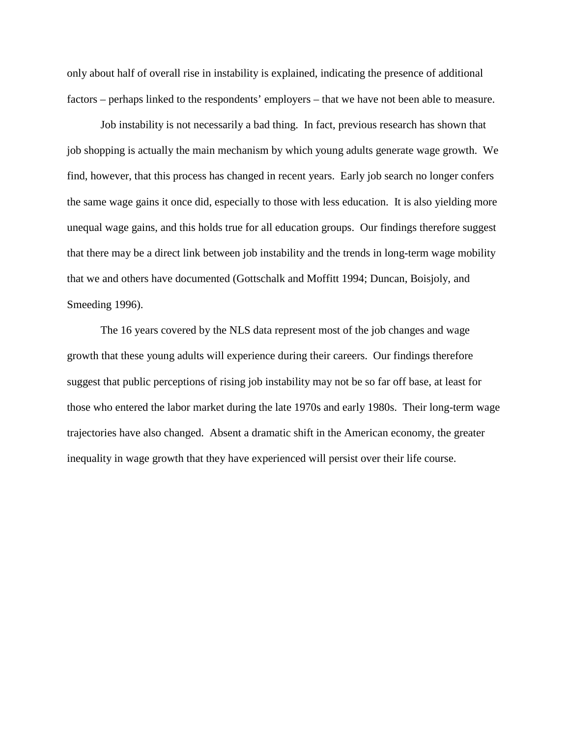only about half of overall rise in instability is explained, indicating the presence of additional factors – perhaps linked to the respondents' employers – that we have not been able to measure.

Job instability is not necessarily a bad thing. In fact, previous research has shown that job shopping is actually the main mechanism by which young adults generate wage growth. We find, however, that this process has changed in recent years. Early job search no longer confers the same wage gains it once did, especially to those with less education. It is also yielding more unequal wage gains, and this holds true for all education groups. Our findings therefore suggest that there may be a direct link between job instability and the trends in long-term wage mobility that we and others have documented (Gottschalk and Moffitt 1994; Duncan, Boisjoly, and Smeeding 1996).

The 16 years covered by the NLS data represent most of the job changes and wage growth that these young adults will experience during their careers. Our findings therefore suggest that public perceptions of rising job instability may not be so far off base, at least for those who entered the labor market during the late 1970s and early 1980s. Their long-term wage trajectories have also changed. Absent a dramatic shift in the American economy, the greater inequality in wage growth that they have experienced will persist over their life course.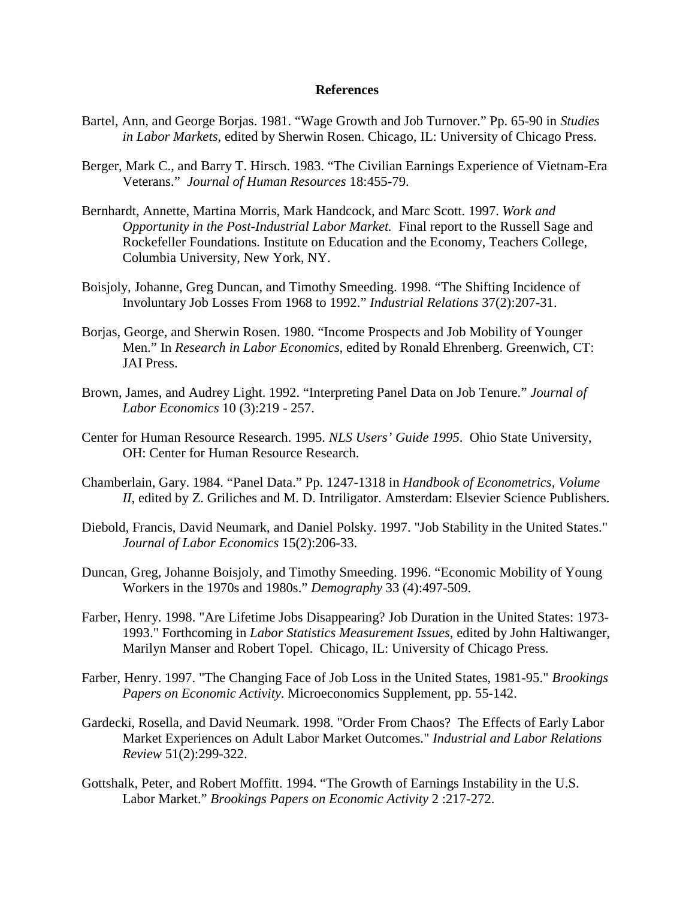## References

Bartel, Ann, and George Borjas. 1981. "Wage Growth and Job Turnover." Pp. 65-90 in *Studies in Labor Markets*, edited by Sherwin Rosen. Chicago, IL: University of Chicago Press.

Berger, Mark C., and Barry T. Hirsch. 1983. "The Civilian Earnings Experience of Vietnam-Era Veterans." *Journal of Human Resources* 18:455-79.

Bernhardt, Annette, Martina Morris, Mark Handcock, and Marc Scott. 1997. *Work and Opportunity in the Post-Industrial Labor Market.* Final report to the Russell Sage and Rockefeller Foundations. Institute on Education and the Economy, Teachers College, Columbia University, New York, NY.

Boisjoly, Johanne, Greg Duncan, and Timothy Smeeding. 1998. "The Shifting Incidence of Involuntary Job Losses From 1968 to 1992." *Industrial Relations* 37(2):207-31.

Borjas, George, and Sherwin Rosen. 1980. "Income Prospects and Job Mobility of Younger Men." In *Research in Labor Economics*, edited by Ronald Ehrenberg. Greenwich, CT: JAI Press.

Brown, James, and Audrey Light. 1992. "Interpreting Panel Data on Job Tenure." *Journal of Labor Economics* 10 (3):219 - 257.

Center for Human Resource Research. 1995. *NLS Users' Guide 1995*. Ohio State University, OH: Center for Human Resource Research.

Chamberlain, Gary. 1984. "Panel Data." Pp. 1247-1318 in *Handbook of Econometrics, Volume II*, edited by Z. Griliches and M. D. Intriligator. Amsterdam: Elsevier Science Publishers.

Diebold, Francis, David Neumark, and Daniel Polsky. 1997. "Job Stability in the United States." *Journal of Labor Economics* 15(2):206-33.

Duncan, Greg, Johanne Boisjoly, and Timothy Smeeding. 1996. "Economic Mobility of Young Workers in the 1970s and 1980s." *Demography* 33 (4):497-509.

Farber, Henry. 1998. "Are Lifetime Jobs Disappearing? Job Duration in the United States: 1973-1993." Forthcoming in *Labor Statistics Measurement Issues*, edited by John Haltiwanger, Marilyn Manser and Robert Topel. Chicago, IL: University of Chicago Press.

Farber, Henry. 1997. "The Changing Face of Job Loss in the United States, 1981-95." *Brookings Papers on Economic Activity*. Microeconomics Supplement, pp. 55-142.

Gardecki, Rosella, and David Neumark. 1998. "Order From Chaos? The Effects of Early Labor Market Experiences on Adult Labor Market Outcomes." *Industrial and Labor Relations Review* 51(2):299-322.

Gottshalk, Peter, and Robert Moffitt. 1994. "The Growth of Earnings Instability in the U.S. Labor Market." *Brookings Papers on Economic Activity* 2 :217-272.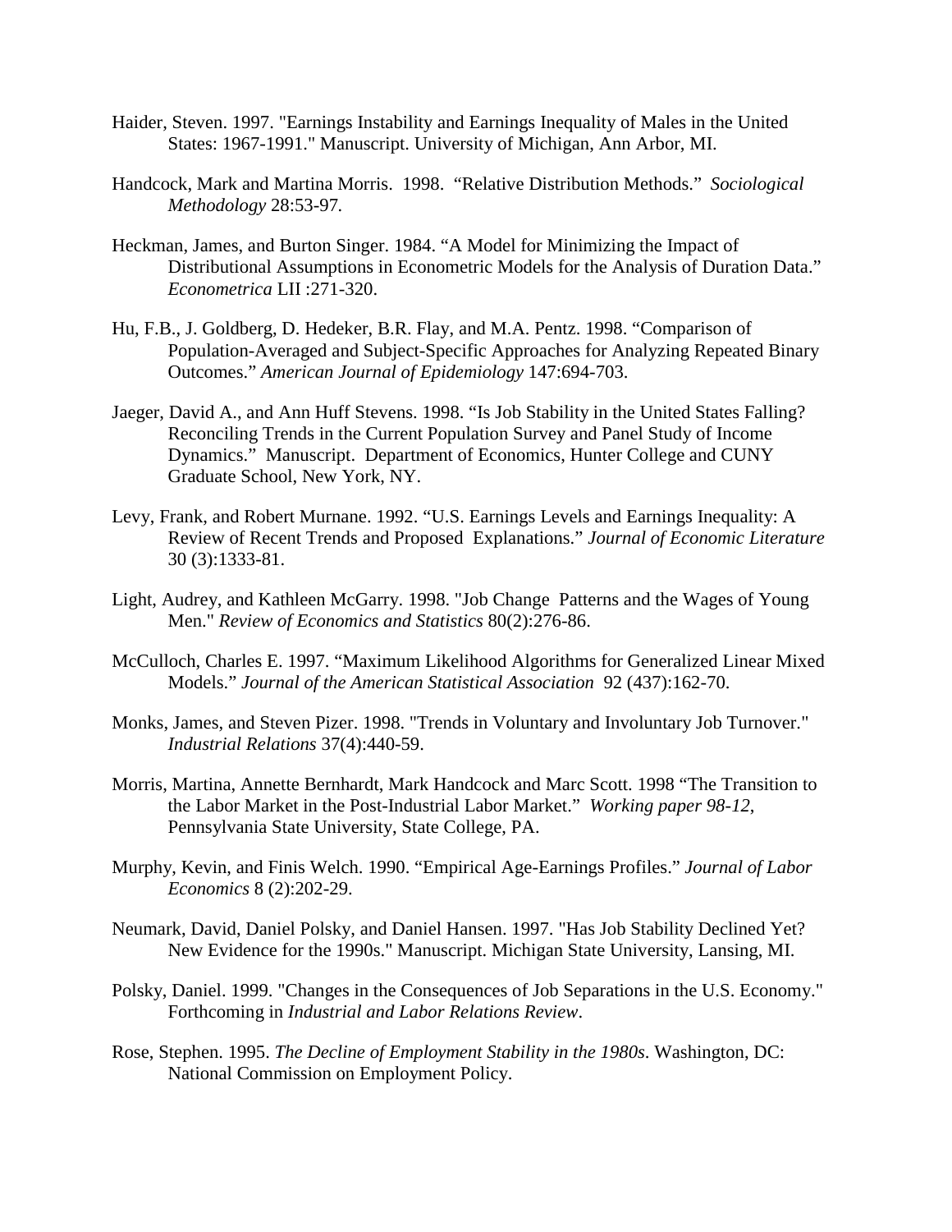Haider, Steven. 1997. "Earnings Instability and Earnings Inequality of Males in the United States: 1967-1991." Manuscript. University of Michigan, Ann Arbor, MI.

Handcock, Mark and Martina Morris. 1998. "Relative Distribution Methods." *Sociological Methodology* 28:53-97.

Heckman, James, and Burton Singer. 1984. "A Model for Minimizing the Impact of Distributional Assumptions in Econometric Models for the Analysis of Duration Data." *Econometrica* LII :271-320.

Hu, F.B., J. Goldberg, D. Hedeker, B.R. Flay, and M.A. Pentz. 1998. "Comparison of Population-Averaged and Subject-Specific Approaches for Analyzing Repeated Binary Outcomes." *American Journal of Epidemiology* 147:694-703.

Jaeger, David A., and Ann Huff Stevens. 1998. "Is Job Stability in the United States Falling? Reconciling Trends in the Current Population Survey and Panel Study of Income Dynamics." Manuscript. Department of Economics, Hunter College and CUNY Graduate School, New York, NY.

Levy, Frank, and Robert Murnane. 1992. "U.S. Earnings Levels and Earnings Inequality: A Review of Recent Trends and Proposed Explanations." *Journal of Economic Literature* 30 (3):1333-81.

Light, Audrey, and Kathleen McGarry. 1998. "Job Change Patterns and the Wages of Young Men." *Review of Economics and Statistics* 80(2):276-86.

McCulloch, Charles E. 1997. "Maximum Likelihood Algorithms for Generalized Linear Mixed Models." *Journal of the American Statistical Association* 92 (437):162-70.

Monks, James, and Steven Pizer. 1998. "Trends in Voluntary and Involuntary Job Turnover." *Industrial Relations* 37(4):440-59.

Morris, Martina, Annette Bernhardt, Mark Handcock and Marc Scott. 1998 "The Transition to the Labor Market in the Post-Industrial Labor Market." *Working paper 98-12*, Pennsylvania State University, State College, PA.

Murphy, Kevin, and Finis Welch. 1990. "Empirical Age-Earnings Profiles." *Journal of Labor Economics* 8 (2):202-29.

Neumark, David, Daniel Polsky, and Daniel Hansen. 1997. "Has Job Stability Declined Yet? New Evidence for the 1990s." Manuscript. Michigan State University, Lansing, MI.

Polsky, Daniel. 1999. "Changes in the Consequences of Job Separations in the U.S. Economy." Forthcoming in *Industrial and Labor Relations Review*.

Rose, Stephen. 1995. *The Decline of Employment Stability in the 1980s*. Washington, DC: National Commission on Employment Policy.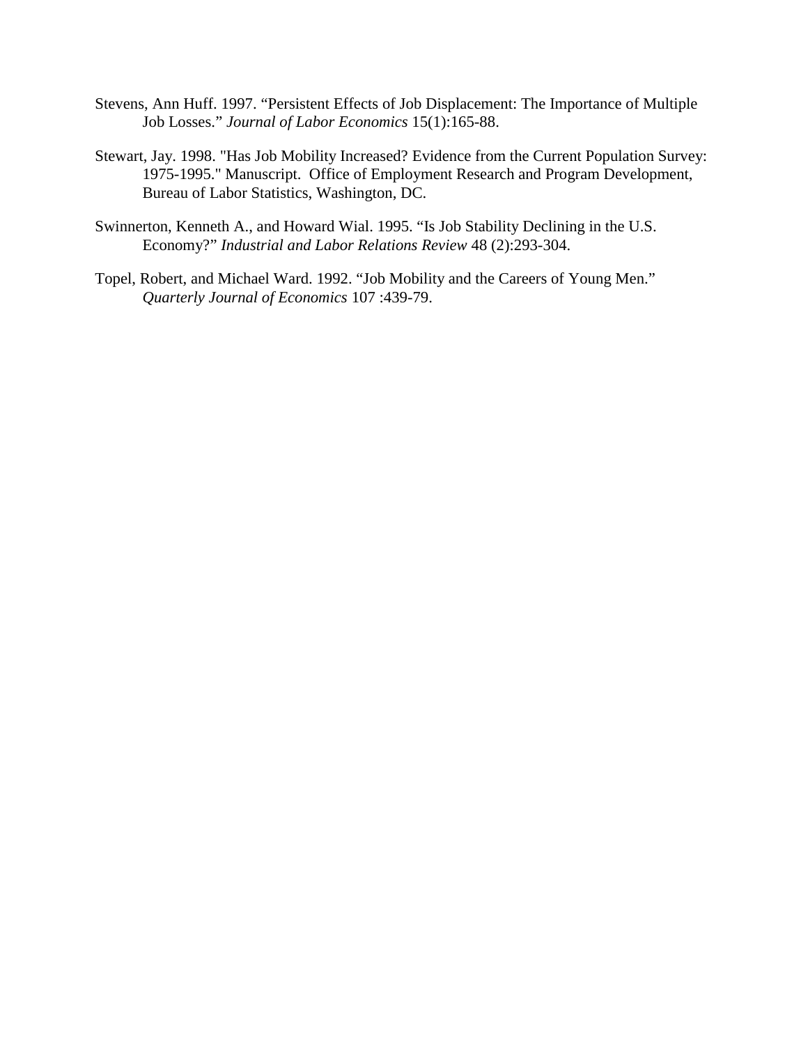Stevens, Ann Huff. 1997. "Persistent Effects of Job Displacement: The Importance of Multiple Job Losses." *Journal of Labor Economics* 15(1):165-88.

Stewart, Jay. 1998. "Has Job Mobility Increased? Evidence from the Current Population Survey: 1975-1995." Manuscript. Office of Employment Research and Program Development, Bureau of Labor Statistics, Washington, DC.

Swinnerton, Kenneth A., and Howard Wial. 1995. "Is Job Stability Declining in the U.S. Economy?" *Industrial and Labor Relations Review* 48 (2):293-304.

Topel, Robert, and Michael Ward. 1992. "Job Mobility and the Careers of Young Men." *Quarterly Journal of Economics* 107 :439-79.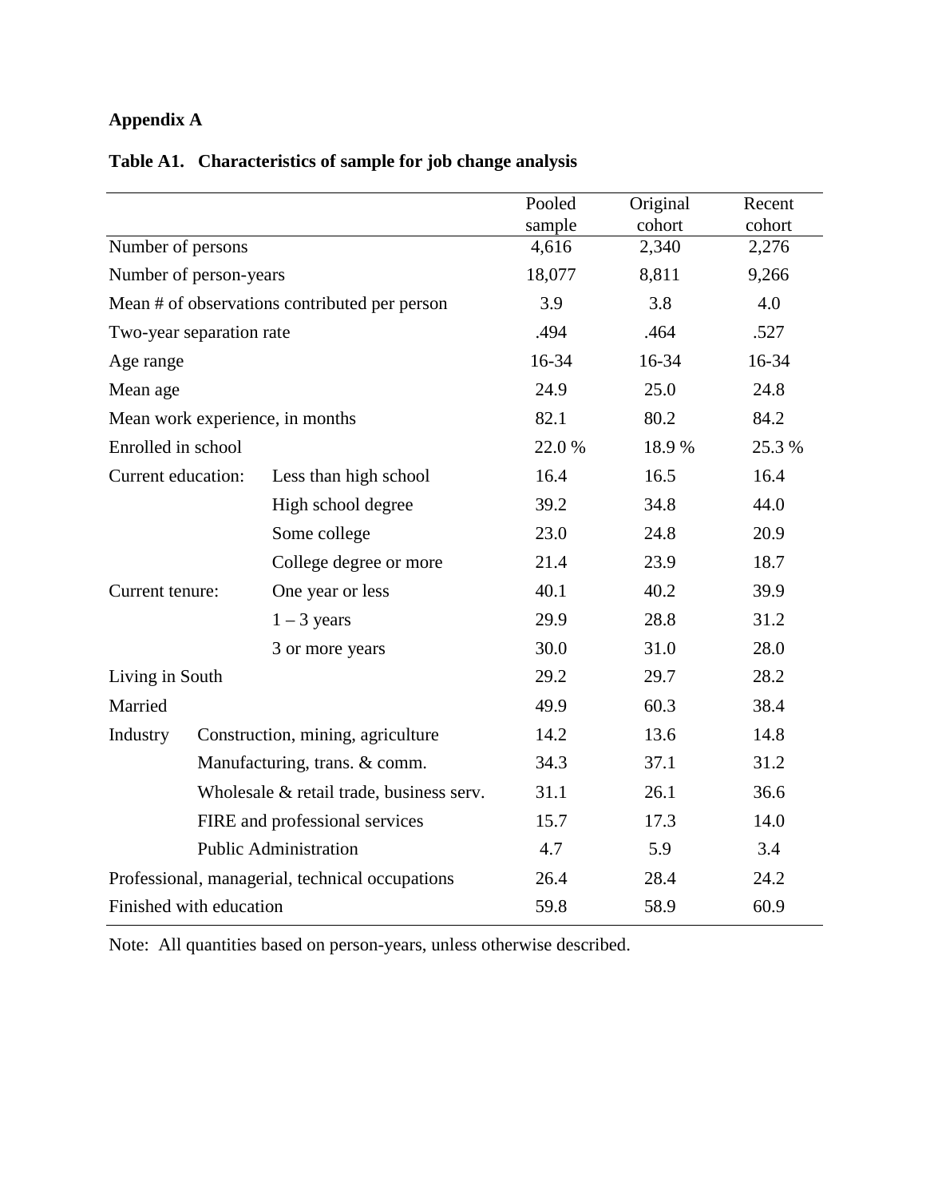# Appendix A

**Table A1. Characteristics of sample for job change analysis**

| | | Pooled sample | Original cohort | Recent cohort |
|---|---|---|---|---|
| Number of persons | | 4,616 | 2,340 | 2,276 |
| Number of person-years | | 18,077 | 8,811 | 9,266 |
| Mean # of observations contributed per person | | 3.9 | 3.8 | 4.0 |
| Two-year separation rate | | .494 | .464 | .527 |
| Age range | | 16-34 | 16-34 | 16-34 |
| Mean age | | 24.9 | 25.0 | 24.8 |
| Mean work experience, in months | | 82.1 | 80.2 | 84.2 |
| Enrolled in school | | 22.0 % | 18.9 % | 25.3 % |
| Current education: | Less than high school | 16.4 | 16.5 | 16.4 |
| | High school degree | 39.2 | 34.8 | 44.0 |
| | Some college | 23.0 | 24.8 | 20.9 |
| | College degree or more | 21.4 | 23.9 | 18.7 |
| Current tenure: | One year or less | 40.1 | 40.2 | 39.9 |
| | 1 – 3 years | 29.9 | 28.8 | 31.2 |
| | 3 or more years | 30.0 | 31.0 | 28.0 |
| Living in South | | 29.2 | 29.7 | 28.2 |
| Married | | 49.9 | 60.3 | 38.4 |
| Industry | Construction, mining, agriculture | 14.2 | 13.6 | 14.8 |
| | Manufacturing, trans. & comm. | 34.3 | 37.1 | 31.2 |
| | Wholesale & retail trade, business serv. | 31.1 | 26.1 | 36.6 |
| | FIRE and professional services | 15.7 | 17.3 | 14.0 |
| | Public Administration | 4.7 | 5.9 | 3.4 |
| Professional, managerial, technical occupations | | 26.4 | 28.4 | 24.2 |
| Finished with education | | 59.8 | 58.9 | 60.9 |

Note: All quantities based on person-years, unless otherwise described.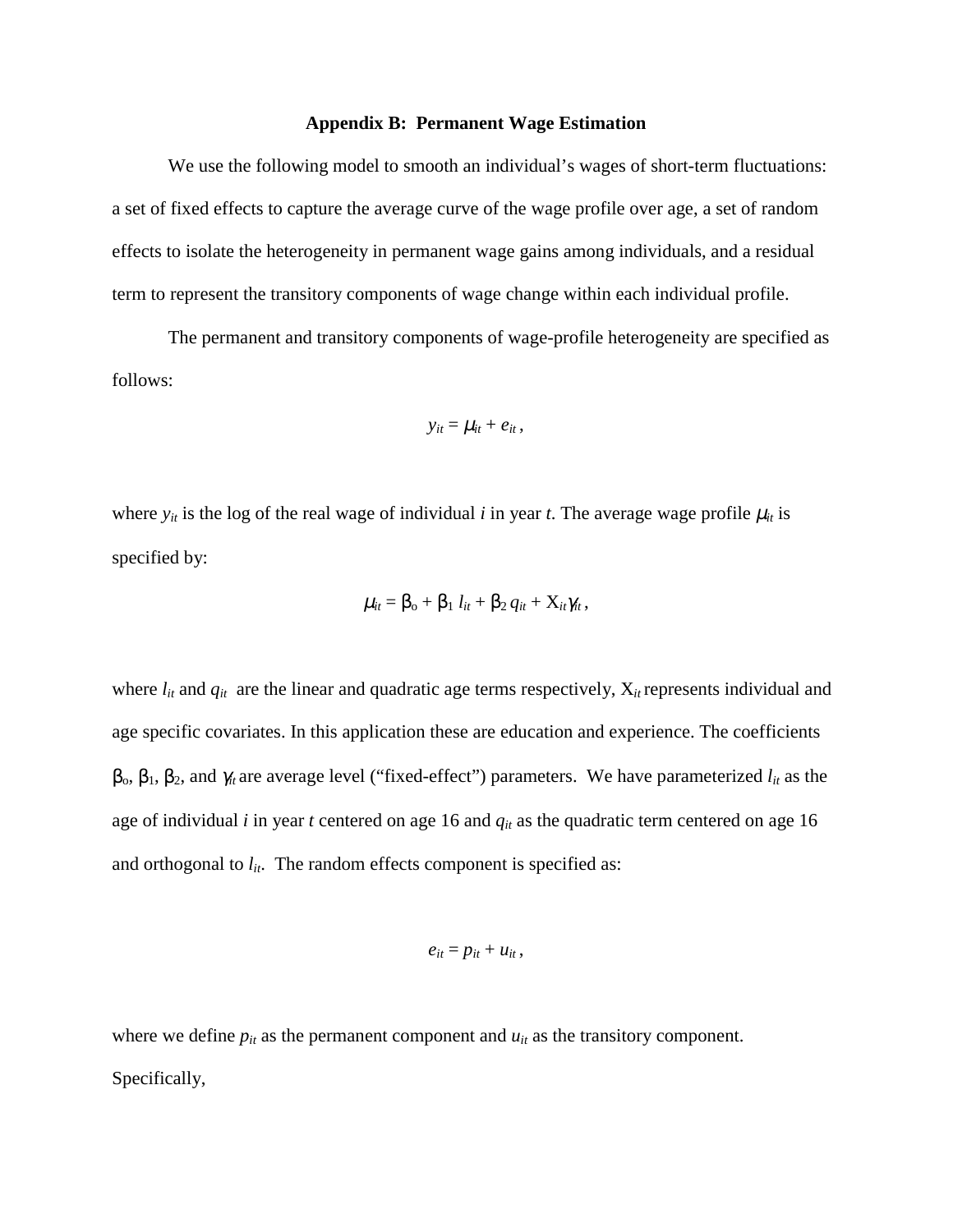### Appendix B: Permanent Wage Estimation

We use the following model to smooth an individual's wages of short-term fluctuations: a set of fixed effects to capture the average curve of the wage profile over age, a set of random effects to isolate the heterogeneity in permanent wage gains among individuals, and a residual term to represent the transitory components of wage change within each individual profile.

The permanent and transitory components of wage-profile heterogeneity are specified as follows:

$$y_{it} = \mu_{it} + e_{it} ,$$

where $y_{it}$ is the log of the real wage of individual $i$ in year $t$. The average wage profile $\mu_{it}$ is specified by:

$$\mu_{it} = \beta_o + \beta_1 \, l_{it} + \beta_2 \, q_{it} + X_{it}\gamma_{it} ,$$

where $l_{it}$ and $q_{it}$ are the linear and quadratic age terms respectively, $X_{it}$ represents individual and age specific covariates. In this application these are education and experience. The coefficients $\beta_o$, $\beta_1$, $\beta_2$, and $\gamma_{it}$ are average level ("fixed-effect") parameters. We have parameterized $l_{it}$ as the age of individual $i$ in year $t$ centered on age 16 and $q_{it}$ as the quadratic term centered on age 16 and orthogonal to $l_{it}$. The random effects component is specified as:

$$e_{it} = p_{it} + u_{it} ,$$

where we define $p_{it}$ as the permanent component and $u_{it}$ as the transitory component. Specifically,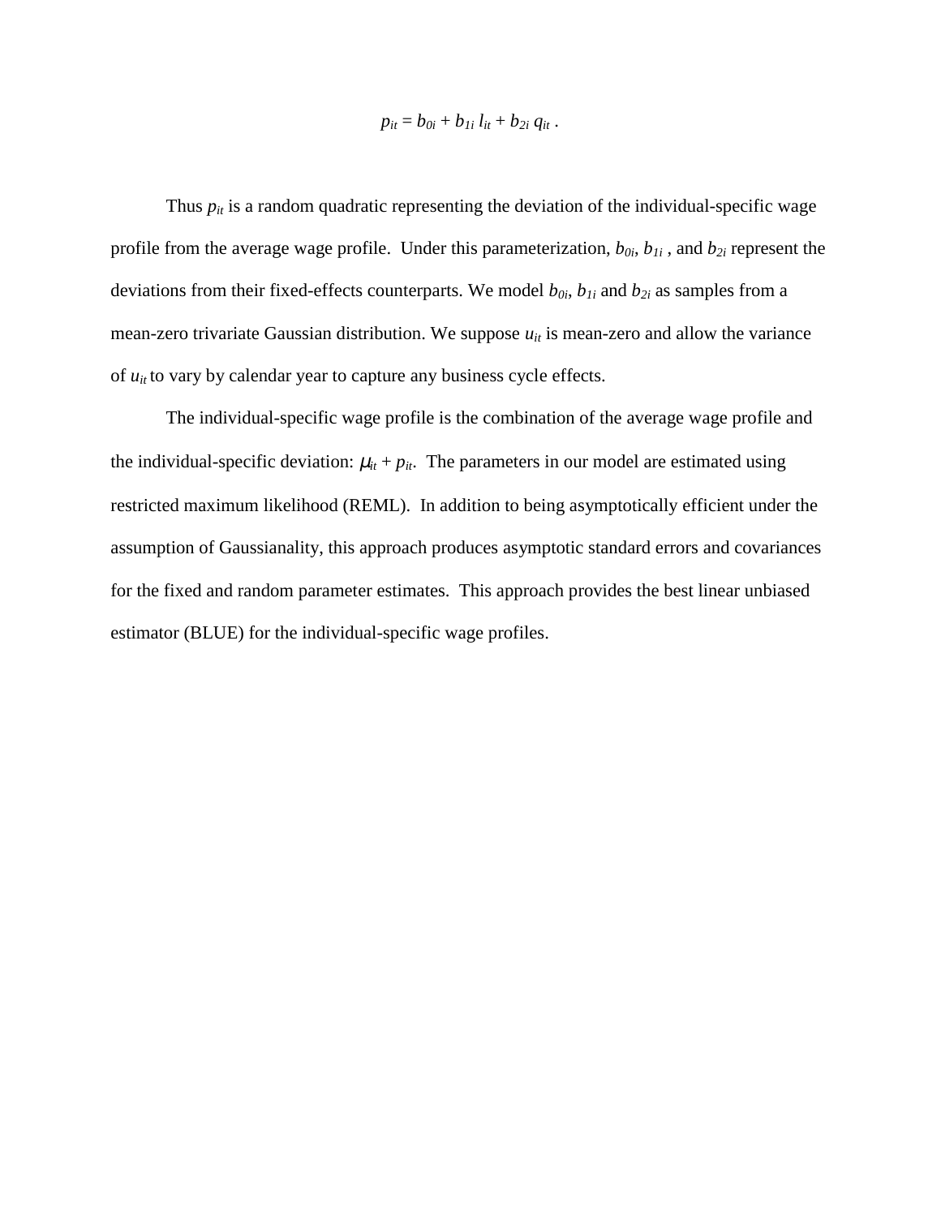$$p_{it} = b_{0i} + b_{1i}\, l_{it} + b_{2i}\, q_{it}\, .$$

Thus $p_{it}$ is a random quadratic representing the deviation of the individual-specific wage profile from the average wage profile. Under this parameterization, $b_{0i}$, $b_{1i}$ , and $b_{2i}$ represent the deviations from their fixed-effects counterparts. We model $b_{0i}$, $b_{1i}$ and $b_{2i}$ as samples from a mean-zero trivariate Gaussian distribution. We suppose $u_{it}$ is mean-zero and allow the variance of $u_{it}$ to vary by calendar year to capture any business cycle effects.

The individual-specific wage profile is the combination of the average wage profile and the individual-specific deviation: $\mu_{it} + p_{it}$. The parameters in our model are estimated using restricted maximum likelihood (REML). In addition to being asymptotically efficient under the assumption of Gaussianality, this approach produces asymptotic standard errors and covariances for the fixed and random parameter estimates. This approach provides the best linear unbiased estimator (BLUE) for the individual-specific wage profiles.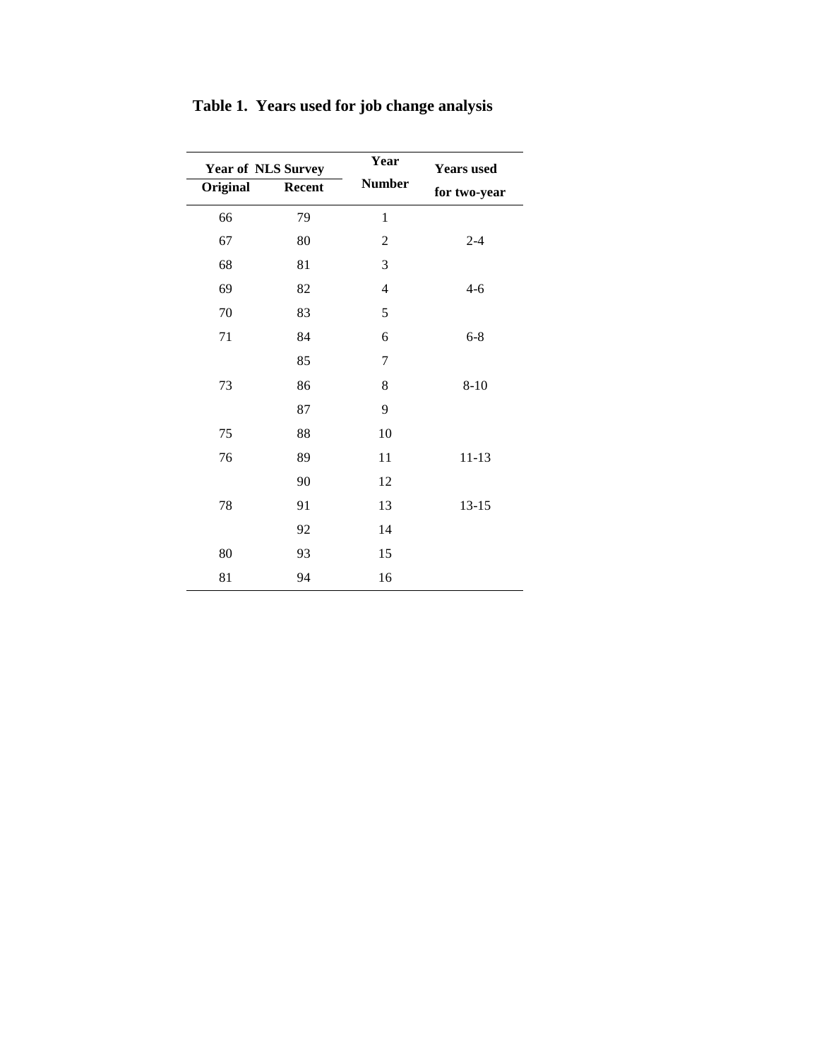**Table 1. Years used for job change analysis**

| Year of NLS Survey | | Year | Years used |
|---|---|---|---|
| Original | Recent | Number | for two-year |
| 66 | 79 | 1 | |
| 67 | 80 | 2 | 2-4 |
| 68 | 81 | 3 | |
| 69 | 82 | 4 | 4-6 |
| 70 | 83 | 5 | |
| 71 | 84 | 6 | 6-8 |
| | 85 | 7 | |
| 73 | 86 | 8 | 8-10 |
| | 87 | 9 | |
| 75 | 88 | 10 | |
| 76 | 89 | 11 | 11-13 |
| | 90 | 12 | |
| 78 | 91 | 13 | 13-15 |
| | 92 | 14 | |
| 80 | 93 | 15 | |
| 81 | 94 | 16 | |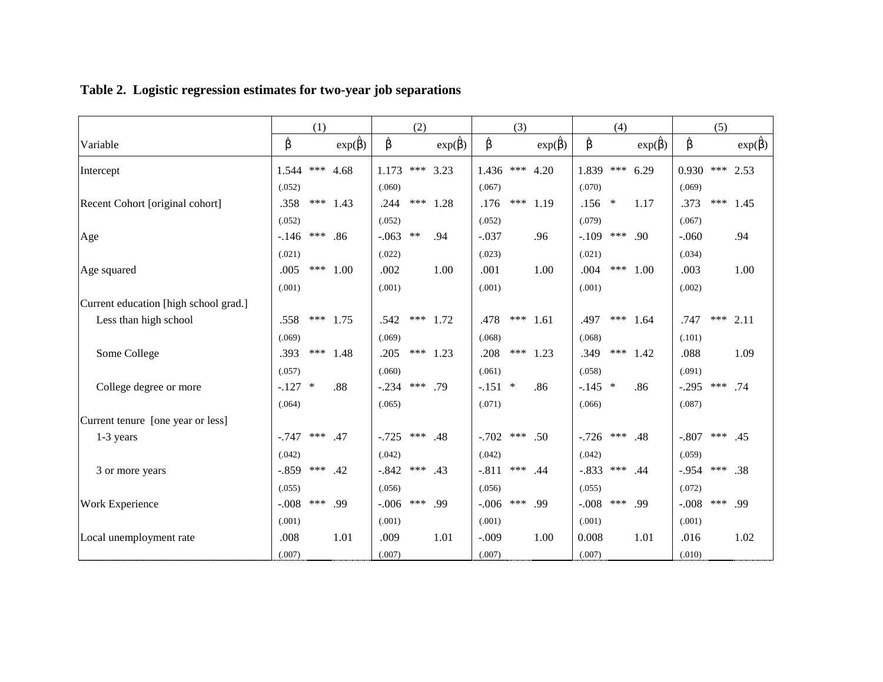**Table 2. Logistic regression estimates for two-year job separations**

| Variable | (1) $\hat{\beta}$ | | (1) $\exp(\hat{\beta})$ | (2) $\hat{\beta}$ | | (2) $\exp(\hat{\beta})$ | (3) $\hat{\beta}$ | | (3) $\exp(\hat{\beta})$ | (4) $\hat{\beta}$ | | (4) $\exp(\hat{\beta})$ | (5) $\hat{\beta}$ | | (5) $\exp(\hat{\beta})$ |
|---|---|---|---|---|---|---|---|---|---|---|---|---|---|---|---|
| Intercept | 1.544 | *** | 4.68 | 1.173 | *** | 3.23 | 1.436 | *** | 4.20 | 1.839 | *** | 6.29 | 0.930 | *** | 2.53 |
| | (.052) | | | (.060) | | | (.067) | | | (.070) | | | (.069) | | |
| Recent Cohort [original cohort] | .358 | *** | 1.43 | .244 | *** | 1.28 | .176 | *** | 1.19 | .156 | * | 1.17 | .373 | *** | 1.45 |
| | (.052) | | | (.052) | | | (.052) | | | (.079) | | | (.067) | | |
| Age | -.146 | *** | .86 | -.063 | ** | .94 | -.037 | | .96 | -.109 | *** | .90 | -.060 | | .94 |
| | (.021) | | | (.022) | | | (.023) | | | (.021) | | | (.034) | | |
| Age squared | .005 | *** | 1.00 | .002 | | 1.00 | .001 | | 1.00 | .004 | *** | 1.00 | .003 | | 1.00 |
| | (.001) | | | (.001) | | | (.001) | | | (.001) | | | (.002) | | |
| Current education [high school grad.] | | | | | | | | | | | | | | | |
| Less than high school | .558 | *** | 1.75 | .542 | *** | 1.72 | .478 | *** | 1.61 | .497 | *** | 1.64 | .747 | *** | 2.11 |
| | (.069) | | | (.069) | | | (.068) | | | (.068) | | | (.101) | | |
| Some College | .393 | *** | 1.48 | .205 | *** | 1.23 | .208 | *** | 1.23 | .349 | *** | 1.42 | .088 | | 1.09 |
| | (.057) | | | (.060) | | | (.061) | | | (.058) | | | (.091) | | |
| College degree or more | -.127 | * | .88 | -.234 | *** | .79 | -.151 | * | .86 | -.145 | * | .86 | -.295 | *** | .74 |
| | (.064) | | | (.065) | | | (.071) | | | (.066) | | | (.087) | | |
| Current tenure [one year or less] | | | | | | | | | | | | | | | |
| 1-3 years | -.747 | *** | .47 | -.725 | *** | .48 | -.702 | *** | .50 | -.726 | *** | .48 | -.807 | *** | .45 |
| | (.042) | | | (.042) | | | (.042) | | | (.042) | | | (.059) | | |
| 3 or more years | -.859 | *** | .42 | -.842 | *** | .43 | -.811 | *** | .44 | -.833 | *** | .44 | -.954 | *** | .38 |
| | (.055) | | | (.056) | | | (.056) | | | (.055) | | | (.072) | | |
| Work Experience | -.008 | *** | .99 | -.006 | *** | .99 | -.006 | *** | .99 | -.008 | *** | .99 | -.008 | *** | .99 |
| | (.001) | | | (.001) | | | (.001) | | | (.001) | | | (.001) | | |
| Local unemployment rate | .008 | | 1.01 | .009 | | 1.01 | -.009 | | 1.00 | 0.008 | | 1.01 | .016 | | 1.02 |
| | (.007) | | | (.007) | | | (.007) | | | (.007) | | | (.010) | | |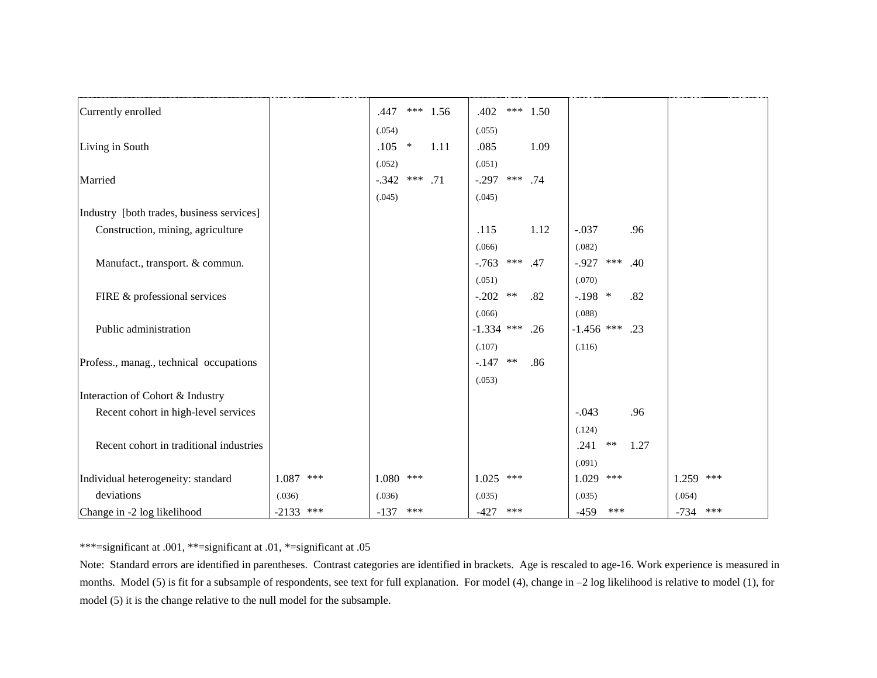| | Model (1) | | | Model (2) | | | Model (3) | | | Model (4) | | | Model (5) | | |
|---|---|---|---|---|---|---|---|---|---|---|---|---|---|---|---|
| Currently enrolled | | | | .447 | *** | 1.56 | .402 | *** | 1.50 | | | | | | |
| | | | | (.054) | | | (.055) | | | | | | | | |
| Living in South | | | | .105 | * | 1.11 | .085 | | 1.09 | | | | | | |
| | | | | (.052) | | | (.051) | | | | | | | | |
| Married | | | | -.342 | *** | .71 | -.297 | *** | .74 | | | | | | |
| | | | | (.045) | | | (.045) | | | | | | | | |
| Industry [both trades, business services] | | | | | | | | | | | | | | | |
| Construction, mining, agriculture | | | | | | | .115 | | 1.12 | -.037 | | .96 | | | |
| | | | | | | | (.066) | | | (.082) | | | | | |
| Manufact., transport. & commun. | | | | | | | -.763 | *** | .47 | -.927 | *** | .40 | | | |
| | | | | | | | (.051) | | | (.070) | | | | | |
| FIRE & professional services | | | | | | | -.202 | ** | .82 | -.198 | * | .82 | | | |
| | | | | | | | (.066) | | | (.088) | | | | | |
| Public administration | | | | | | | -1.334 | *** | .26 | -1.456 | *** | .23 | | | |
| | | | | | | | (.107) | | | (.116) | | | | | |
| Profess., manag., technical occupations | | | | | | | -.147 | ** | .86 | | | | | | |
| | | | | | | | (.053) | | | | | | | | |
| Interaction of Cohort & Industry | | | | | | | | | | | | | | | |
| Recent cohort in high-level services | | | | | | | | | | -.043 | | .96 | | | |
| | | | | | | | | | | (.124) | | | | | |
| Recent cohort in traditional industries | | | | | | | | | | .241 | ** | 1.27 | | | |
| | | | | | | | | | | (.091) | | | | | |
| Individual heterogeneity: standard deviations | 1.087 | *** | | 1.080 | *** | | 1.025 | *** | | 1.029 | *** | | 1.259 | *** | |
| | (.036) | | | (.036) | | | (.035) | | | (.035) | | | (.054) | | |
| Change in -2 log likelihood | -2133 | *** | | -137 | *** | | -427 | *** | | -459 | *** | | -734 | *** | |

***=significant at .001, **=significant at .01, *=significant at .05

Note: Standard errors are identified in parentheses. Contrast categories are identified in brackets. Age is rescaled to age-16. Work experience is measured in months. Model (5) is fit for a subsample of respondents, see text for full explanation. For model (4), change in –2 log likelihood is relative to model (1), for model (5) it is the change relative to the null model for the subsample.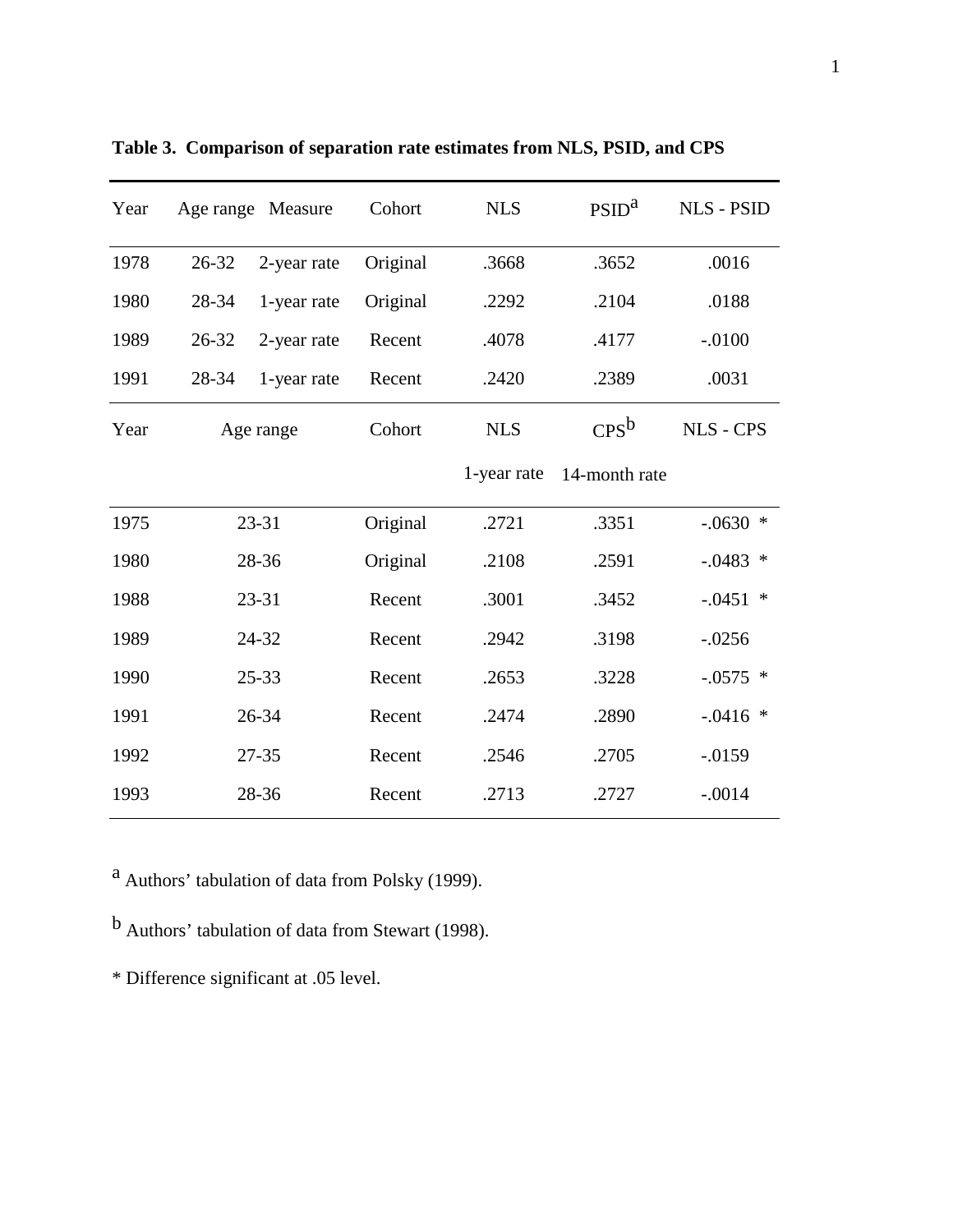**Table 3. Comparison of separation rate estimates from NLS, PSID, and CPS**

| Year | Age range | Measure | Cohort | NLS | PSID[a] | NLS - PSID |
|---|---|---|---|---|---|---|
| 1978 | 26-32 | 2-year rate | Original | .3668 | .3652 | .0016 |
| 1980 | 28-34 | 1-year rate | Original | .2292 | .2104 | .0188 |
| 1989 | 26-32 | 2-year rate | Recent | .4078 | .4177 | -.0100 |
| 1991 | 28-34 | 1-year rate | Recent | .2420 | .2389 | .0031 |

| Year | Age range | Cohort | NLS 1-year rate | CPS[b] 14-month rate | NLS - CPS |
|---|---|---|---|---|---|
| 1975 | 23-31 | Original | .2721 | .3351 | -.0630 * |
| 1980 | 28-36 | Original | .2108 | .2591 | -.0483 * |
| 1988 | 23-31 | Recent | .3001 | .3452 | -.0451 * |
| 1989 | 24-32 | Recent | .2942 | .3198 | -.0256 |
| 1990 | 25-33 | Recent | .2653 | .3228 | -.0575 * |
| 1991 | 26-34 | Recent | .2474 | .2890 | -.0416 * |
| 1992 | 27-35 | Recent | .2546 | .2705 | -.0159 |
| 1993 | 28-36 | Recent | .2713 | .2727 | -.0014 |

[a] Authors' tabulation of data from Polsky (1999).

[b] Authors' tabulation of data from Stewart (1998).

* Difference significant at .05 level.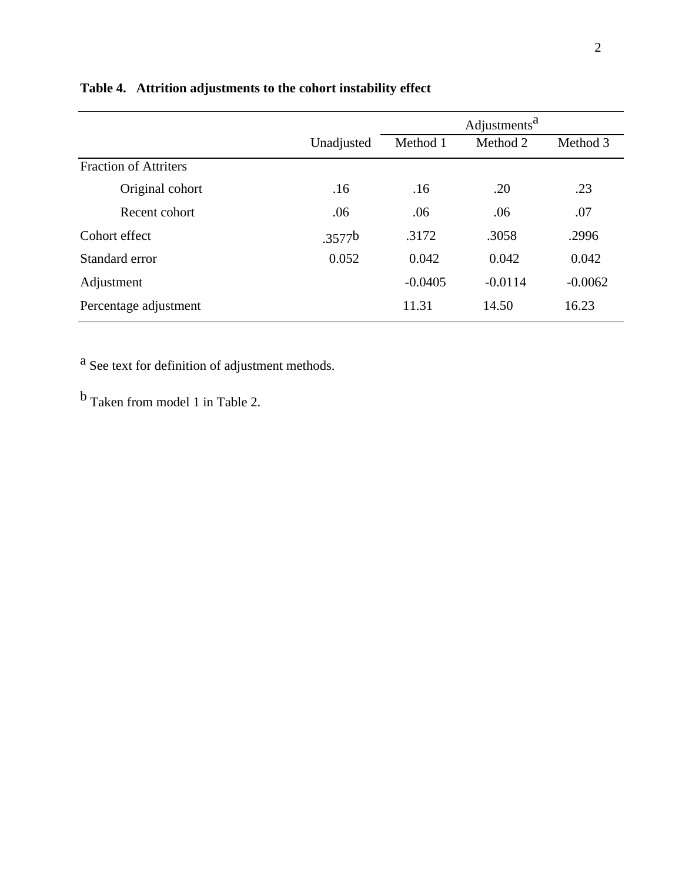**Table 4. Attrition adjustments to the cohort instability effect**

| | Unadjusted | Adjustments[a] | | |
|---|---|---|---|---|
| | | Method 1 | Method 2 | Method 3 |
| Fraction of Attriters | | | | |
| Original cohort | .16 | .16 | .20 | .23 |
| Recent cohort | .06 | .06 | .06 | .07 |
| Cohort effect | .3577[b] | .3172 | .3058 | .2996 |
| Standard error | 0.052 | 0.042 | 0.042 | 0.042 |
| Adjustment | | -0.0405 | -0.0114 | -0.0062 |
| Percentage adjustment | | 11.31 | 14.50 | 16.23 |

[a] See text for definition of adjustment methods.

[b] Taken from model 1 in Table 2.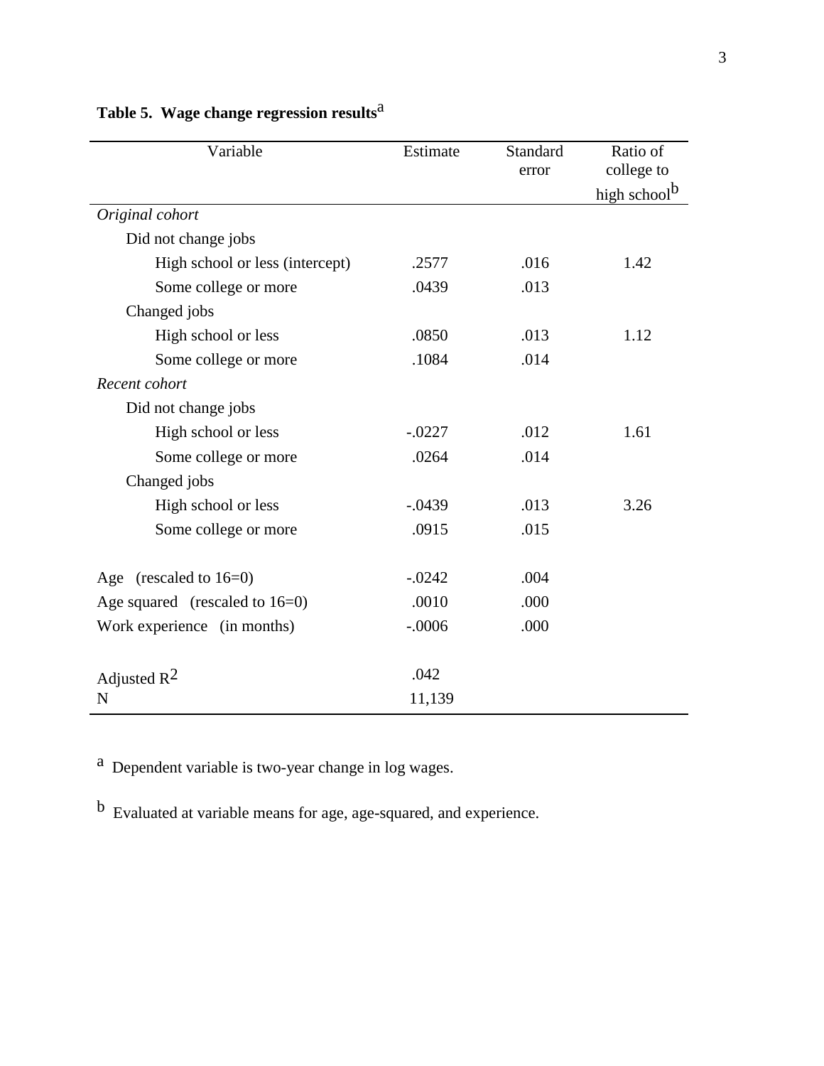**Table 5. Wage change regression results**[a]

| Variable | Estimate | Standard error | Ratio of college to high school[b] |
|---|---|---|---|
| *Original cohort* | | | |
| Did not change jobs | | | |
| High school or less (intercept) | .2577 | .016 | 1.42 |
| Some college or more | .0439 | .013 | |
| Changed jobs | | | |
| High school or less | .0850 | .013 | 1.12 |
| Some college or more | .1084 | .014 | |
| *Recent cohort* | | | |
| Did not change jobs | | | |
| High school or less | -.0227 | .012 | 1.61 |
| Some college or more | .0264 | .014 | |
| Changed jobs | | | |
| High school or less | -.0439 | .013 | 3.26 |
| Some college or more | .0915 | .015 | |
| | | | |
| Age (rescaled to 16=0) | -.0242 | .004 | |
| Age squared (rescaled to 16=0) | .0010 | .000 | |
| Work experience (in months) | -.0006 | .000 | |
| | | | |
| Adjusted $R^2$ | .042 | | |
| N | 11,139 | | |

[a] Dependent variable is two-year change in log wages.

[b] Evaluated at variable means for age, age-squared, and experience.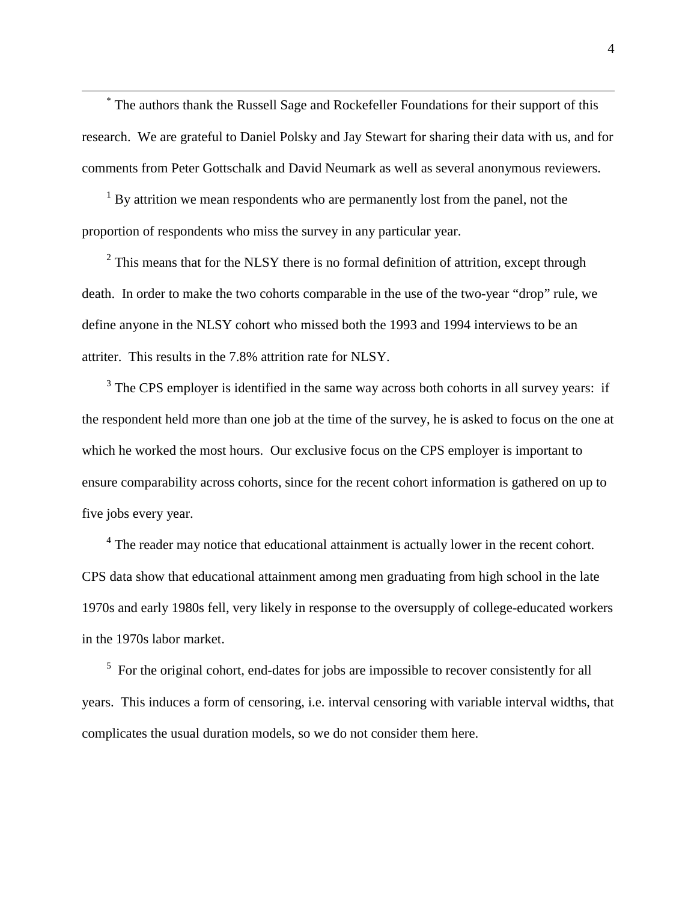[*] The authors thank the Russell Sage and Rockefeller Foundations for their support of this research. We are grateful to Daniel Polsky and Jay Stewart for sharing their data with us, and for comments from Peter Gottschalk and David Neumark as well as several anonymous reviewers.

[1] By attrition we mean respondents who are permanently lost from the panel, not the proportion of respondents who miss the survey in any particular year.

[2] This means that for the NLSY there is no formal definition of attrition, except through death. In order to make the two cohorts comparable in the use of the two-year "drop" rule, we define anyone in the NLSY cohort who missed both the 1993 and 1994 interviews to be an attriter. This results in the 7.8% attrition rate for NLSY.

[3] The CPS employer is identified in the same way across both cohorts in all survey years: if the respondent held more than one job at the time of the survey, he is asked to focus on the one at which he worked the most hours. Our exclusive focus on the CPS employer is important to ensure comparability across cohorts, since for the recent cohort information is gathered on up to five jobs every year.

[4] The reader may notice that educational attainment is actually lower in the recent cohort. CPS data show that educational attainment among men graduating from high school in the late 1970s and early 1980s fell, very likely in response to the oversupply of college-educated workers in the 1970s labor market.

[5] For the original cohort, end-dates for jobs are impossible to recover consistently for all years. This induces a form of censoring, i.e. interval censoring with variable interval widths, that complicates the usual duration models, so we do not consider them here.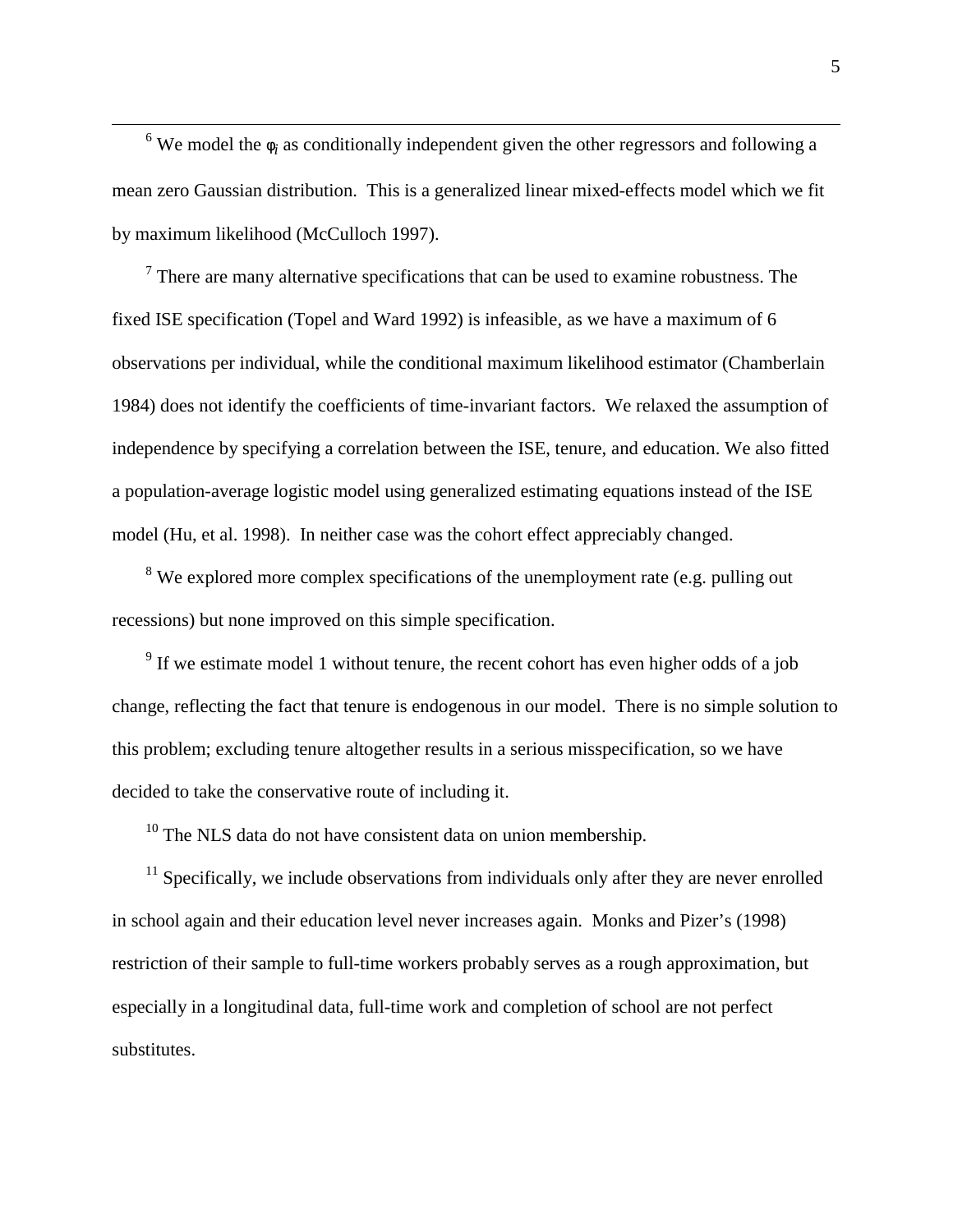[6] We model the $\varphi_i$ as conditionally independent given the other regressors and following a mean zero Gaussian distribution. This is a generalized linear mixed-effects model which we fit by maximum likelihood (McCulloch 1997).

[7] There are many alternative specifications that can be used to examine robustness. The fixed ISE specification (Topel and Ward 1992) is infeasible, as we have a maximum of 6 observations per individual, while the conditional maximum likelihood estimator (Chamberlain 1984) does not identify the coefficients of time-invariant factors. We relaxed the assumption of independence by specifying a correlation between the ISE, tenure, and education. We also fitted a population-average logistic model using generalized estimating equations instead of the ISE model (Hu, et al. 1998). In neither case was the cohort effect appreciably changed.

[8] We explored more complex specifications of the unemployment rate (e.g. pulling out recessions) but none improved on this simple specification.

[9] If we estimate model 1 without tenure, the recent cohort has even higher odds of a job change, reflecting the fact that tenure is endogenous in our model. There is no simple solution to this problem; excluding tenure altogether results in a serious misspecification, so we have decided to take the conservative route of including it.

[10] The NLS data do not have consistent data on union membership.

[11] Specifically, we include observations from individuals only after they are never enrolled in school again and their education level never increases again. Monks and Pizer's (1998) restriction of their sample to full-time workers probably serves as a rough approximation, but especially in a longitudinal data, full-time work and completion of school are not perfect substitutes.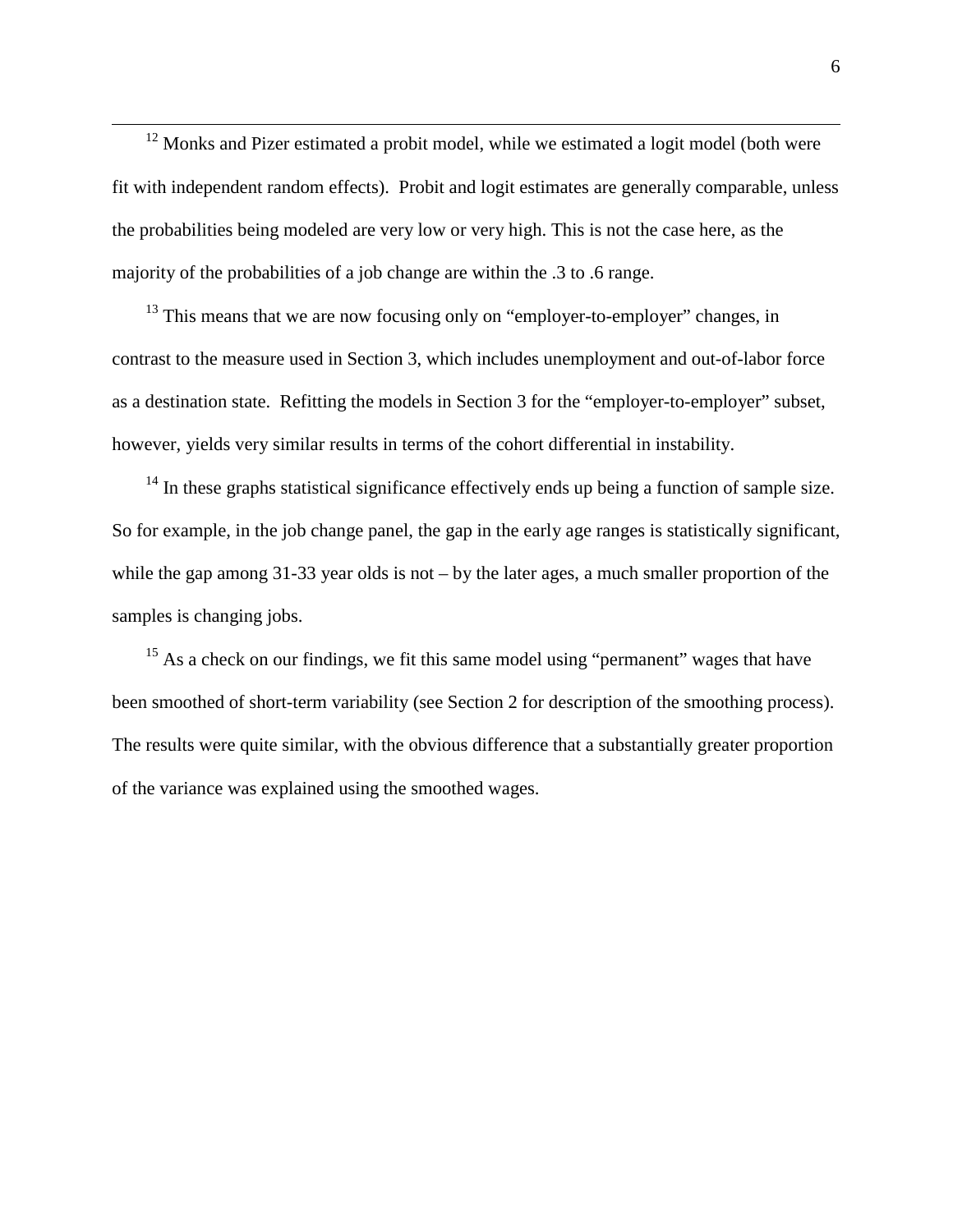[12] Monks and Pizer estimated a probit model, while we estimated a logit model (both were fit with independent random effects). Probit and logit estimates are generally comparable, unless the probabilities being modeled are very low or very high. This is not the case here, as the majority of the probabilities of a job change are within the .3 to .6 range.

[13] This means that we are now focusing only on "employer-to-employer" changes, in contrast to the measure used in Section 3, which includes unemployment and out-of-labor force as a destination state. Refitting the models in Section 3 for the "employer-to-employer" subset, however, yields very similar results in terms of the cohort differential in instability.

[14] In these graphs statistical significance effectively ends up being a function of sample size. So for example, in the job change panel, the gap in the early age ranges is statistically significant, while the gap among 31-33 year olds is not – by the later ages, a much smaller proportion of the samples is changing jobs.

[15] As a check on our findings, we fit this same model using "permanent" wages that have been smoothed of short-term variability (see Section 2 for description of the smoothing process). The results were quite similar, with the obvious difference that a substantially greater proportion of the variance was explained using the smoothed wages.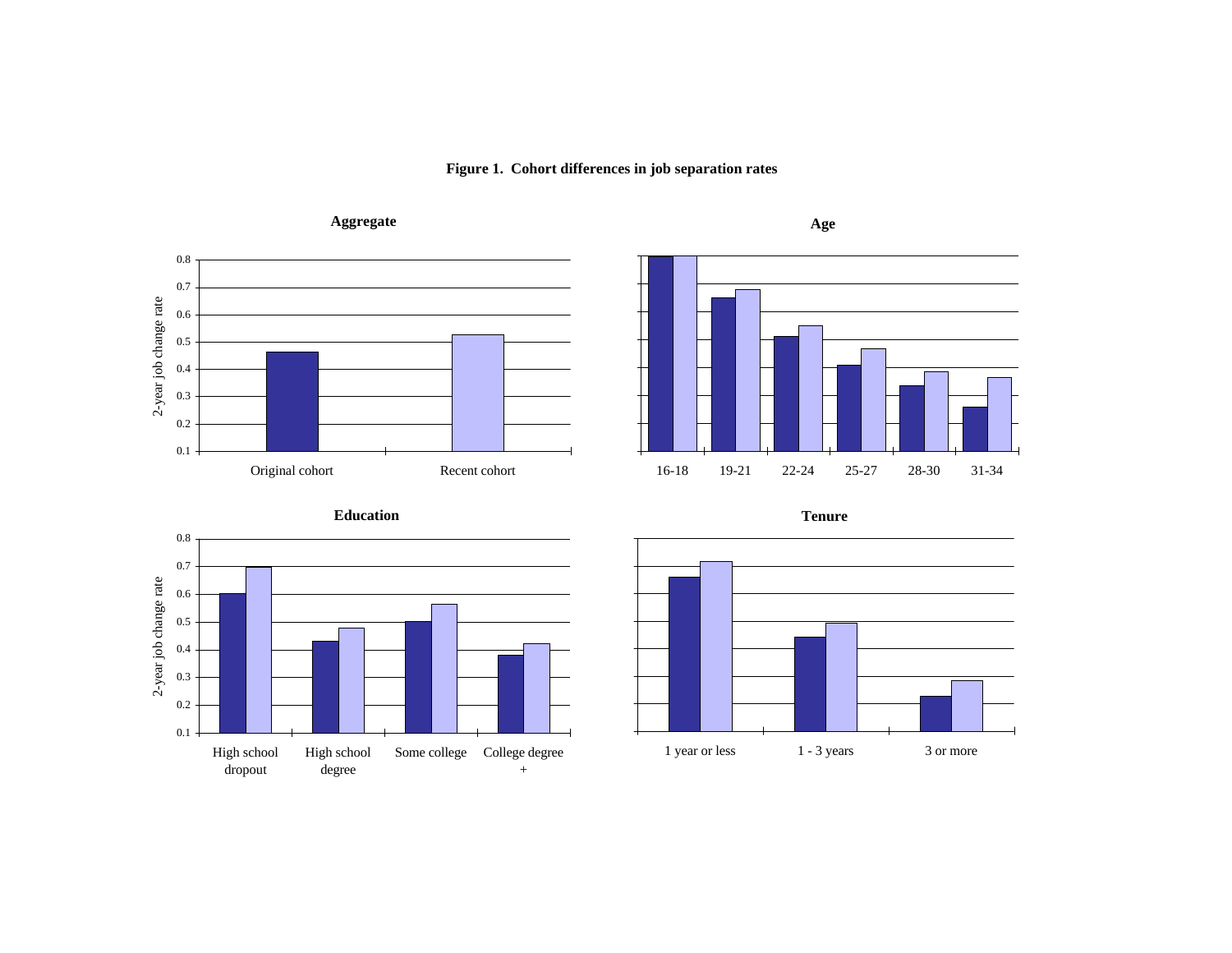**Figure 1. Cohort differences in job separation rates**

**Aggregate**

2-year job change rate

0.8
0.7
0.6
0.5
0.4
0.3
0.2
0.1

Original cohort
Recent cohort

**Age**

16-18
19-21
22-24
25-27
28-30
31-34

**Education**

2-year job change rate

0.8
0.7
0.6
0.5
0.4
0.3
0.2
0.1

High school dropout
High school degree
Some college
College degree +

**Tenure**

1 year or less
1 - 3 years
3 or more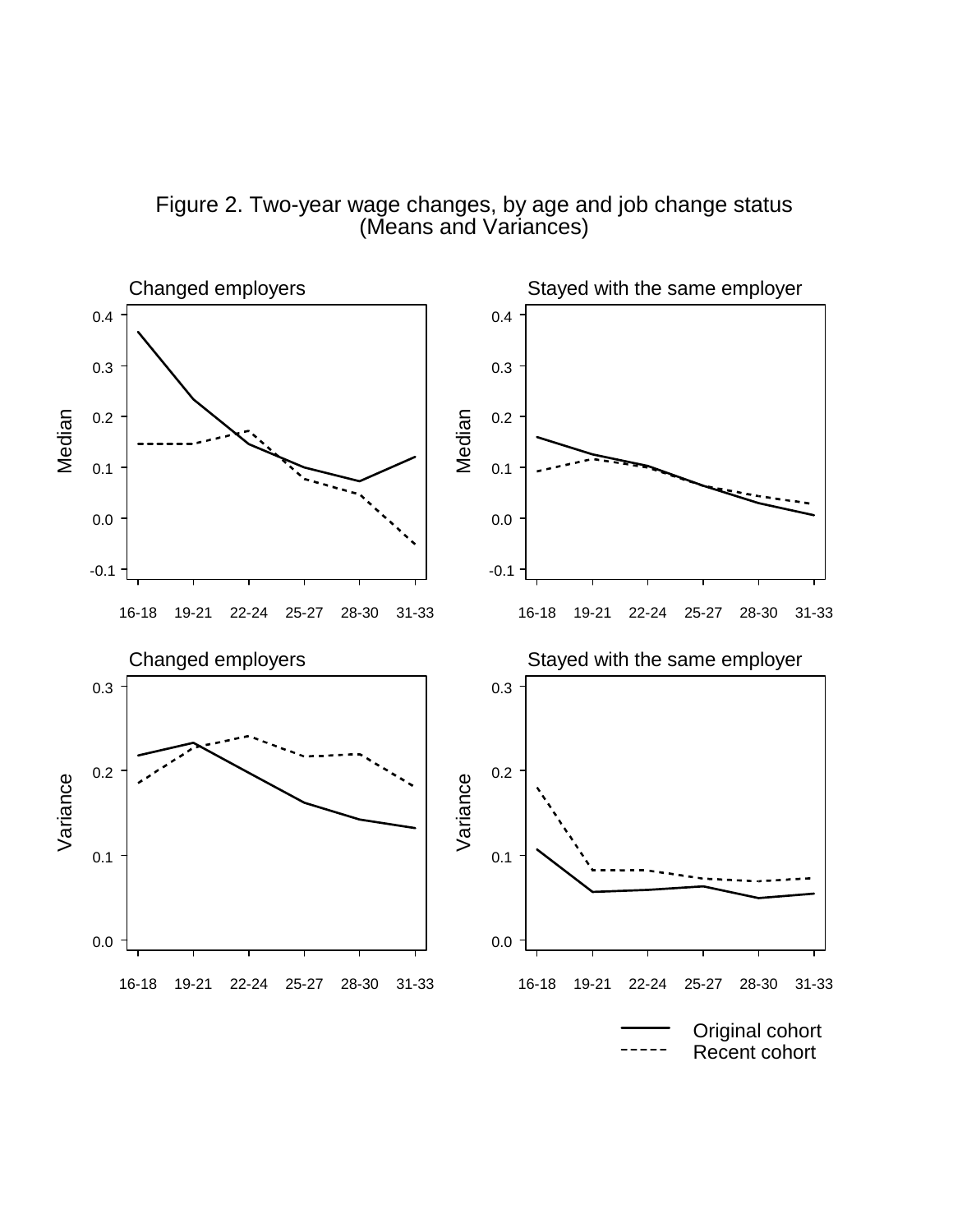Figure 2. Two-year wage changes, by age and job change status
(Means and Variances)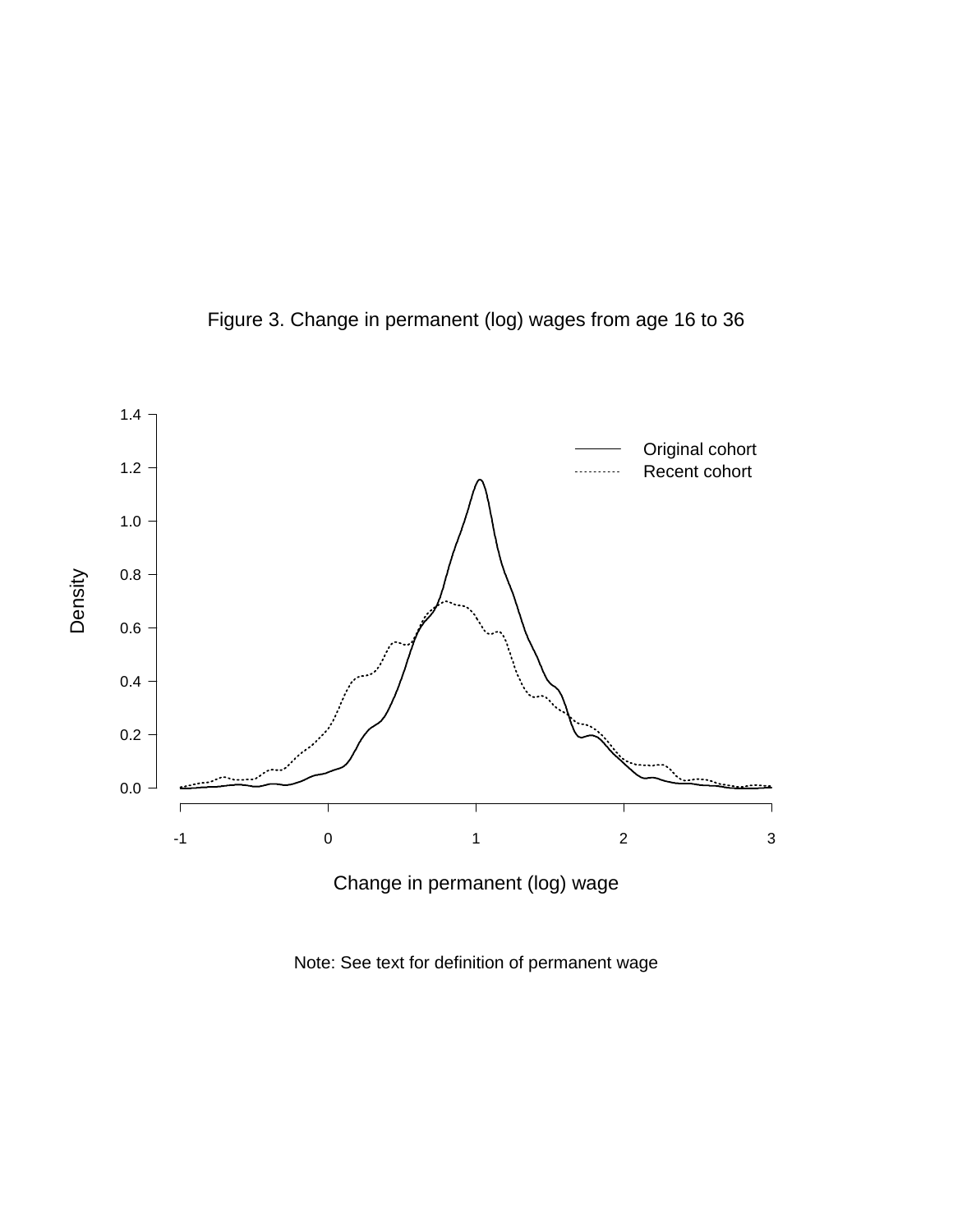Figure 3. Change in permanent (log) wages from age 16 to 36

1.4
1.2
1.0
0.8
0.6
0.4
0.2
0.0

Density

Original cohort
Recent cohort

-1
0
1
2
3

Change in permanent (log) wage

Note: See text for definition of permanent wage